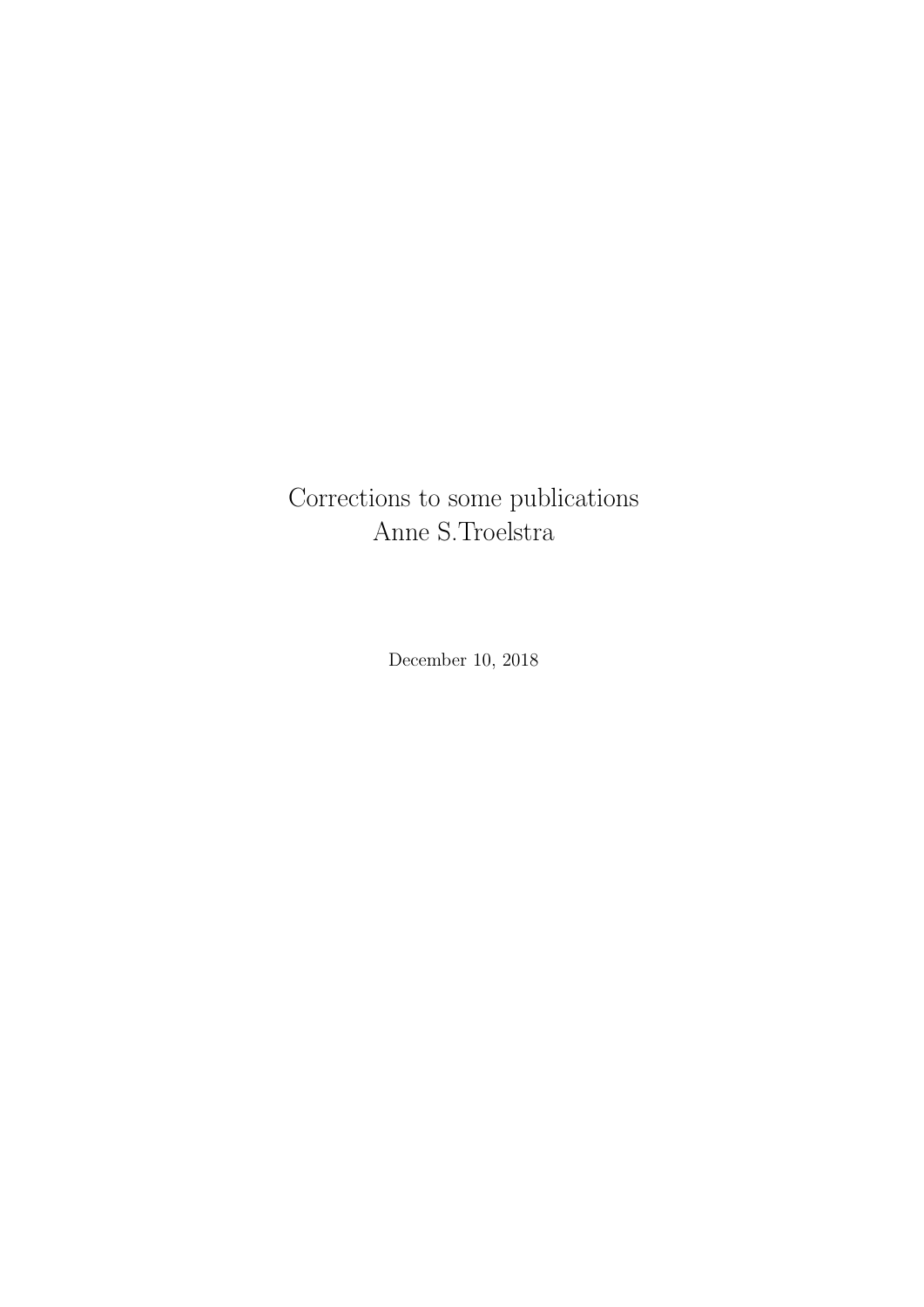# Corrections to some publications
Anne S.Troelstra

December 10, 2018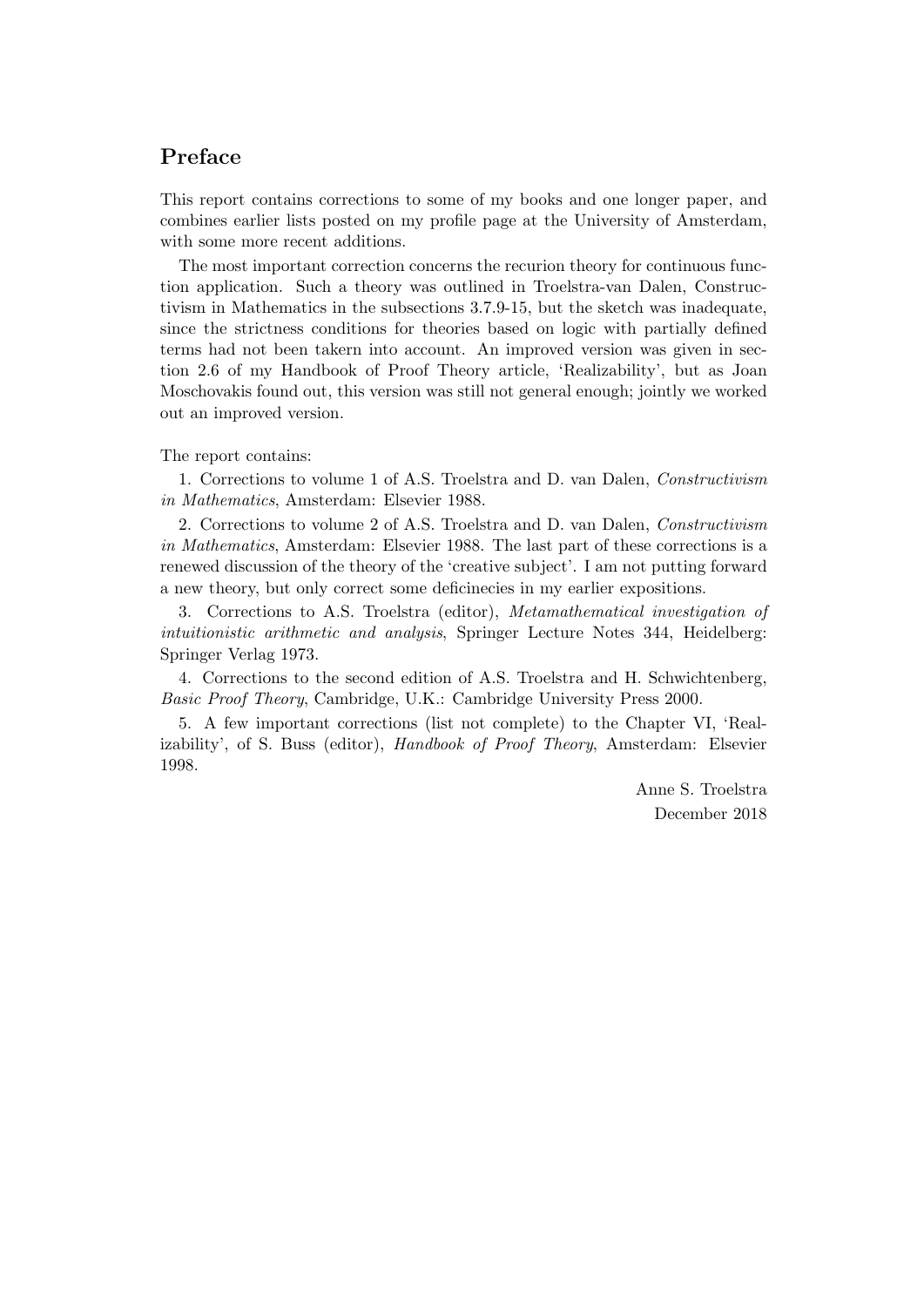## Preface

This report contains corrections to some of my books and one longer paper, and combines earlier lists posted on my profile page at the University of Amsterdam, with some more recent additions.

The most important correction concerns the recurion theory for continuous function application. Such a theory was outlined in Troelstra-van Dalen, Constructivism in Mathematics in the subsections 3.7.9-15, but the sketch was inadequate, since the strictness conditions for theories based on logic with partially defined terms had not been takern into account. An improved version was given in section 2.6 of my Handbook of Proof Theory article, 'Realizability', but as Joan Moschovakis found out, this version was still not general enough; jointly we worked out an improved version.

The report contains:

1. Corrections to volume 1 of A.S. Troelstra and D. van Dalen, *Constructivism in Mathematics*, Amsterdam: Elsevier 1988.

2. Corrections to volume 2 of A.S. Troelstra and D. van Dalen, *Constructivism in Mathematics*, Amsterdam: Elsevier 1988. The last part of these corrections is a renewed discussion of the theory of the 'creative subject'. I am not putting forward a new theory, but only correct some deficinecies in my earlier expositions.

3. Corrections to A.S. Troelstra (editor), *Metamathematical investigation of intuitionistic arithmetic and analysis*, Springer Lecture Notes 344, Heidelberg: Springer Verlag 1973.

4. Corrections to the second edition of A.S. Troelstra and H. Schwichtenberg, *Basic Proof Theory*, Cambridge, U.K.: Cambridge University Press 2000.

5. A few important corrections (list not complete) to the Chapter VI, 'Realizability', of S. Buss (editor), *Handbook of Proof Theory*, Amsterdam: Elsevier 1998.

Anne S. Troelstra
December 2018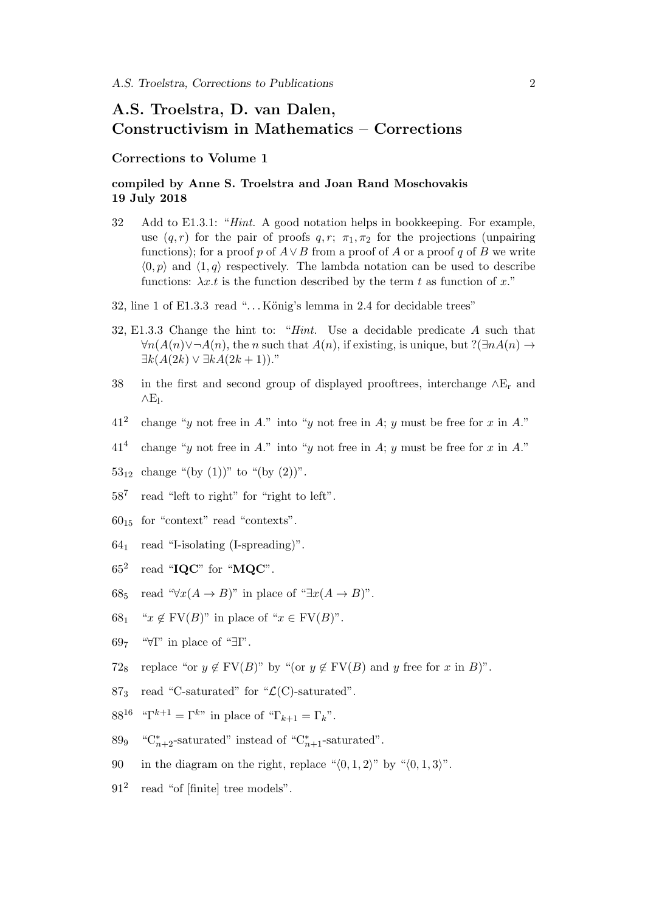# A.S. Troelstra, D. van Dalen, Constructivism in Mathematics – Corrections

## Corrections to Volume 1

### compiled by Anne S. Troelstra and Joan Rand Moschovakis 19 July 2018

32 Add to E1.3.1: "*Hint.* A good notation helps in bookkeeping. For example, use $(q, r)$ for the pair of proofs $q, r$; $\pi_1, \pi_2$ for the projections (unpairing functions); for a proof $p$ of $A \vee B$ from a proof of $A$ or a proof $q$ of $B$ we write $\langle 0, p \rangle$ and $\langle 1, q \rangle$ respectively. The lambda notation can be used to describe functions: $\lambda x.t$ is the function described by the term $t$ as function of $x$."

32, line 1 of E1.3.3 read "…König's lemma in 2.4 for decidable trees"

32, E1.3.3 Change the hint to: "*Hint.* Use a decidable predicate $A$ such that $\forall n(A(n) \vee \neg A(n)$, the $n$ such that $A(n)$, if existing, is unique, but $?(\exists n A(n) \to \exists k(A(2k) \vee \exists k A(2k+1))$."

38 in the first and second group of displayed prooftrees, interchange $\wedge \mathrm{E_r}$ and $\wedge \mathrm{E_l}$.

$41^2$ change "$y$ not free in $A$." into "$y$ not free in $A$; $y$ must be free for $x$ in $A$."

$41^4$ change "$y$ not free in $A$." into "$y$ not free in $A$; $y$ must be free for $x$ in $A$."

$53_{12}$ change "(by (1))" to "(by (2))".

$58^7$ read "left to right" for "right to left".

$60_{15}$ for "context" read "contexts".

$64_1$ read "I-isolating (I-spreading)".

$65^2$ read "**IQC**" for "**MQC**".

$68_5$ read "$\forall x(A \to B)$" in place of "$\exists x(A \to B)$".

$68_1$ "$x \notin \mathrm{FV}(B)$" in place of "$x \in \mathrm{FV}(B)$".

$69_7$ "$\forall$I" in place of "$\exists$I".

$72_8$ replace "or $y \notin \mathrm{FV}(B)$" by "(or $y \notin \mathrm{FV}(B)$ and $y$ free for $x$ in $B$)".

$87_3$ read "C-saturated" for "$\mathcal{L}$(C)-saturated".

$88^{16}$ "$\Gamma^{k+1} = \Gamma^k$" in place of "$\Gamma_{k+1} = \Gamma_k$".

$89_9$ "$\mathrm{C}^*_{n+2}$-saturated" instead of "$\mathrm{C}^*_{n+1}$-saturated".

90 in the diagram on the right, replace "$\langle 0, 1, 2 \rangle$" by "$\langle 0, 1, 3 \rangle$".

$91^2$ read "of [finite] tree models".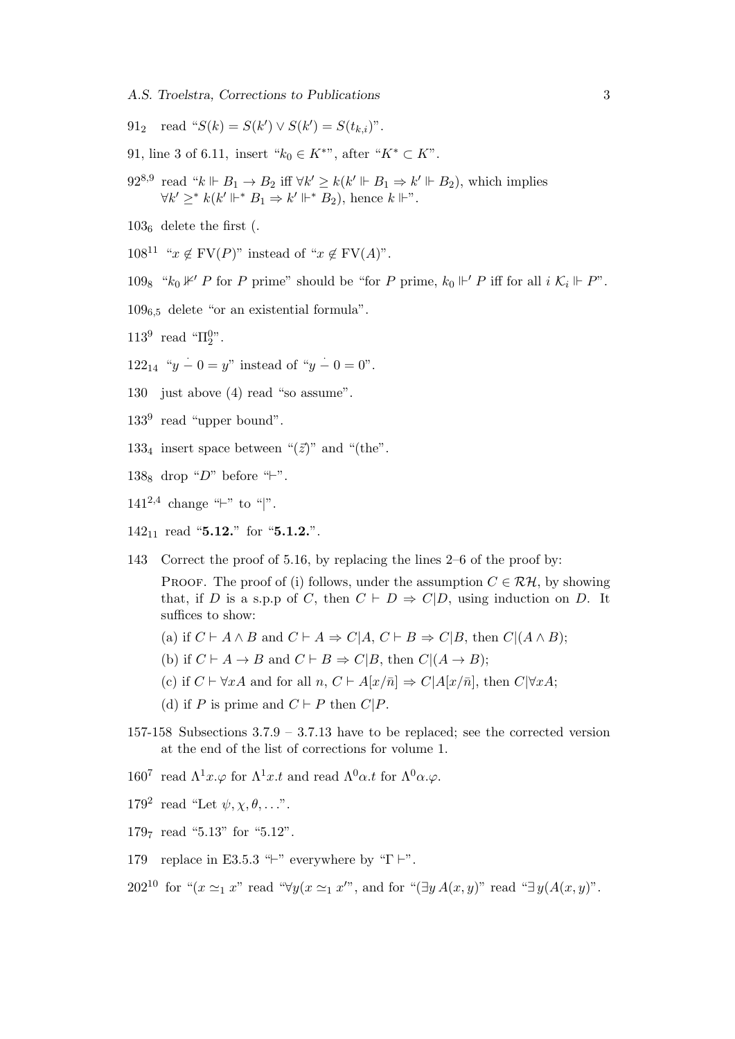$91_2$ read "$S(k) = S(k') \vee S(k') = S(t_{k,i})$".

91, line 3 of 6.11, insert "$k_0 \in K^*$", after "$K^* \subset K$".

$92^{8,9}$ read "$k \Vdash B_1 \to B_2$ iff $\forall k' \geq k(k' \Vdash B_1 \Rightarrow k' \Vdash B_2)$, which implies $\forall k' \geq^* k(k' \Vdash^* B_1 \Rightarrow k' \Vdash^* B_2)$, hence $k \Vdash$".

$103_6$ delete the first (.

$108^{11}$ "$x \notin \mathrm{FV}(P)$" instead of "$x \notin \mathrm{FV}(A)$".

$109_8$ "$k_0 \nVdash' P$ for $P$ prime" should be "for $P$ prime, $k_0 \Vdash' P$ iff for all $i$ $\mathcal{K}_i \Vdash P$".

$109_{6,5}$ delete "or an existential formula".

$113^9$ read "$\Pi^0_2$".

$122_{14}$ "$y \dot{-} 0 = y$" instead of "$y \dot{-} 0 = 0$".

130 just above (4) read "so assume".

$133^9$ read "upper bound".

$133_4$ insert space between "$(\vec{z})$" and "(the".

$138_8$ drop "$D$" before "$\vdash$".

$141^{2,4}$ change "$\vdash$" to "$|$".

$142_{11}$ read "**5.12.**" for "**5.1.2.**".

143 Correct the proof of 5.16, by replacing the lines 2–6 of the proof by:

PROOF. The proof of (i) follows, under the assumption $C \in \mathcal{RH}$, by showing that, if $D$ is a s.p.p of $C$, then $C \vdash D \Rightarrow C|D$, using induction on $D$. It suffices to show:

(a) if $C \vdash A \wedge B$ and $C \vdash A \Rightarrow C|A$, $C \vdash B \Rightarrow C|B$, then $C|(A \wedge B)$;

(b) if $C \vdash A \to B$ and $C \vdash B \Rightarrow C|B$, then $C|(A \to B)$;

(c) if $C \vdash \forall x A$ and for all $n$, $C \vdash A[x/\bar{n}] \Rightarrow C|A[x/\bar{n}]$, then $C|\forall x A$;

(d) if $P$ is prime and $C \vdash P$ then $C|P$.

157-158 Subsections 3.7.9 – 3.7.13 have to be replaced; see the corrected version at the end of the list of corrections for volume 1.

$160^7$ read $\Lambda^1 x.\varphi$ for $\Lambda^1 x.t$ and read $\Lambda^0 \alpha.t$ for $\Lambda^0 \alpha.\varphi$.

$179^2$ read "Let $\psi, \chi, \theta, \ldots$".

$179_7$ read "5.13" for "5.12".

179 replace in E3.5.3 "$\vdash$" everywhere by "$\Gamma \vdash$".

$202^{10}$ for "$(x \simeq_1 x$" read "$\forall y(x \simeq_1 x'$", and for "$(\exists y\, A(x,y)$" read "$\exists\, y(A(x,y)$".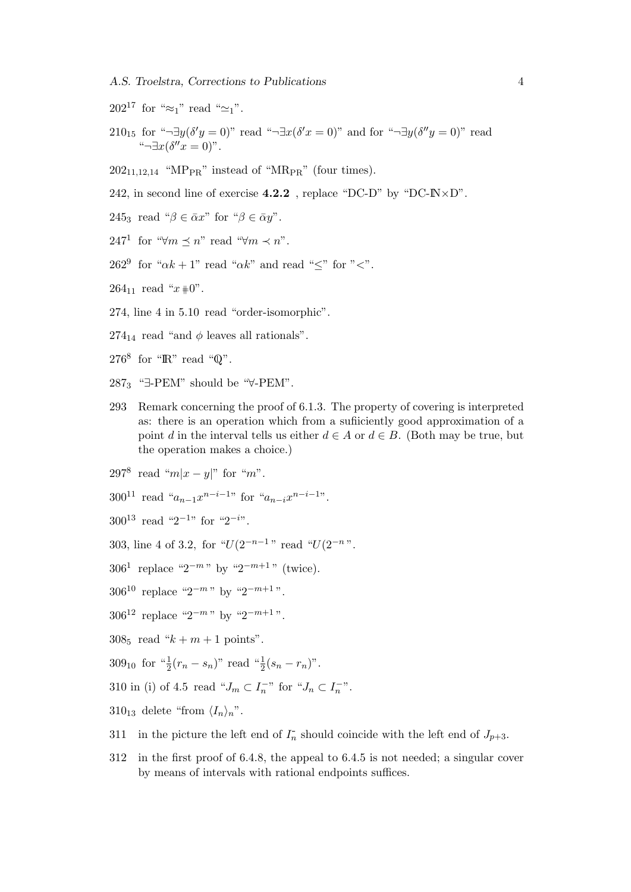$202^{17}$ for "$\approx_1$" read "$\simeq_1$".

$210_{15}$ for "$\neg\exists y(\delta' y = 0)$" read "$\neg\exists x(\delta' x = 0)$" and for "$\neg\exists y(\delta'' y = 0)$" read "$\neg\exists x(\delta'' x = 0)$".

$202_{11,12,14}$ "$\mathrm{MP}_{\mathrm{PR}}$" instead of "$\mathrm{MR}_{\mathrm{PR}}$" (four times).

242, in second line of exercise **4.2.2** , replace "DC-D" by "DC-$\mathbb{N}\times$D".

$245_3$ read "$\beta \in \bar{\alpha}x$" for "$\beta \in \bar{\alpha}y$".

$247^1$ for "$\forall m \preceq n$" read "$\forall m \prec n$".

$262^9$ for "$\alpha k + 1$" read "$\alpha k$" and read "$\leq$" for "$<$".

$264_{11}$ read "$x \# 0$".

274, line 4 in 5.10 read "order-isomorphic".

$274_{14}$ read "and $\phi$ leaves all rationals".

$276^8$ for "$\mathbb{R}$" read "$\mathbb{Q}$".

$287_3$ "$\exists$-PEM" should be "$\forall$-PEM".

293 Remark concerning the proof of 6.1.3. The property of covering is interpreted as: there is an operation which from a sufiiciently good approximation of a point $d$ in the interval tells us either $d \in A$ or $d \in B$. (Both may be true, but the operation makes a choice.)

$297^8$ read "$m|x - y|$" for "$m$".

$300^{11}$ read "$a_{n-1}x^{n-i-1}$" for "$a_{n-i}x^{n-i-1}$".

$300^{13}$ read "$2^{-1}$" for "$2^{-i}$".

303, line 4 of 3.2, for "$U(2^{-n-1}$" read "$U(2^{-n}$".

$306^1$ replace "$2^{-m}$" by "$2^{-m+1}$" (twice).

$306^{10}$ replace "$2^{-m}$" by "$2^{-m+1}$".

$306^{12}$ replace "$2^{-m}$" by "$2^{-m+1}$".

$308_5$ read "$k + m + 1$ points".

$309_{10}$ for "$\frac{1}{2}(r_n - s_n)$" read "$\frac{1}{2}(s_n - r_n)$".

310 in (i) of 4.5 read "$J_m \subset I_n^-$" for "$J_n \subset I_n^-$".

$310_{13}$ delete "from $\langle I_n \rangle_n$".

311 in the picture the left end of $I_n^-$ should coincide with the left end of $J_{p+3}$.

312 in the first proof of 6.4.8, the appeal to 6.4.5 is not needed; a singular cover by means of intervals with rational endpoints suffices.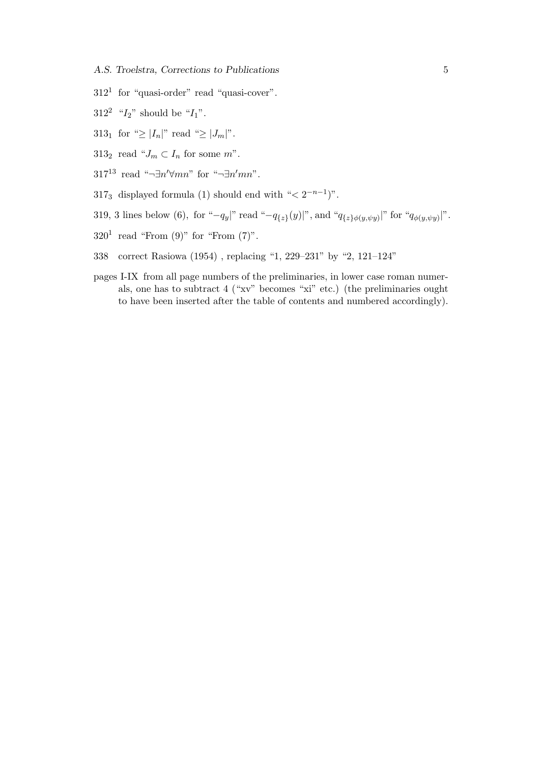$312^1$ for "quasi-order" read "quasi-cover".

$312^2$ "$I_2$" should be "$I_1$".

$313_1$ for "$\geq |I_n|$" read "$\geq |J_m|$".

$313_2$ read "$J_m \subset I_n$ for some $m$".

$317^{13}$ read "$\neg\exists n'\forall mn$" for "$\neg\exists n'mn$".

$317_3$ displayed formula (1) should end with "$< 2^{-n-1}$)".

319, 3 lines below (6), for "$-q_y|$" read "$-q_{\{z\}}(y)|$", and "$q_{\{z\}\phi(y,\psi y)}|$" for "$q_{\phi(y,\psi y)}|$".

$320^1$ read "From (9)" for "From (7)".

338 correct Rasiowa (1954) , replacing "1, 229–231" by "2, 121–124"

pages I-IX from all page numbers of the preliminaries, in lower case roman numerals, one has to subtract 4 ("xv" becomes "xi" etc.) (the preliminaries ought to have been inserted after the table of contents and numbered accordingly).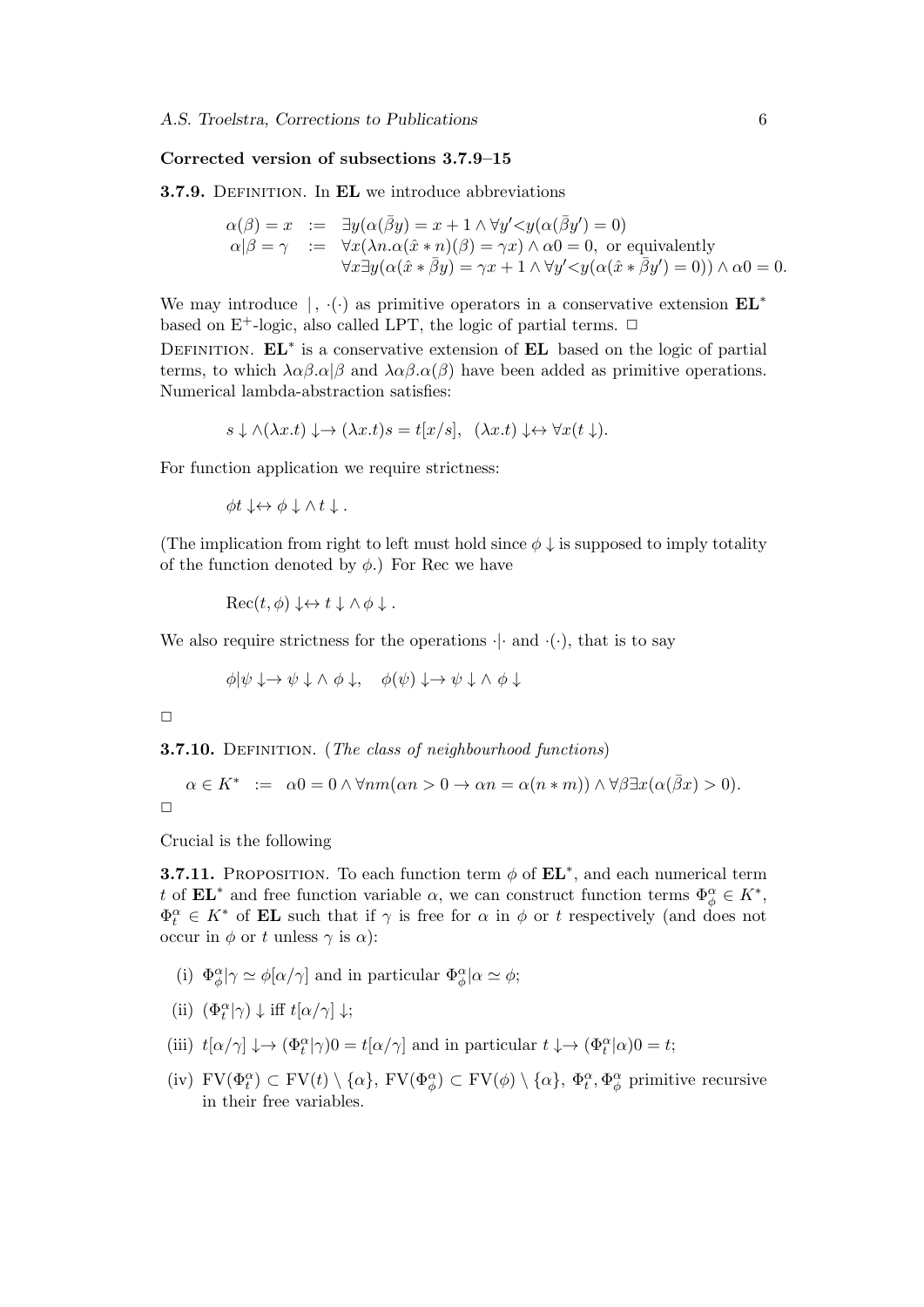**Corrected version of subsections 3.7.9–15**

**3.7.9.** Definition. In **EL** we introduce abbreviations

$$
\begin{array}{rcl}
\alpha(\beta) = x & := & \exists y(\alpha(\bar{\beta}y) = x + 1 \wedge \forall y'{<}y(\alpha(\bar{\beta}y') = 0) \\
\alpha|\beta = \gamma & := & \forall x(\lambda n.\alpha(\hat{x} * n)(\beta) = \gamma x) \wedge \alpha 0 = 0, \text{ or equivalently} \\
 & & \forall x \exists y(\alpha(\hat{x} * \bar{\beta}y) = \gamma x + 1 \wedge \forall y'{<}y(\alpha(\hat{x} * \bar{\beta}y') = 0)) \wedge \alpha 0 = 0.
\end{array}
$$

We may introduce $|$, $\cdot(\cdot)$ as primitive operators in a conservative extension $\mathbf{EL}^*$ based on $\mathrm{E}^+$-logic, also called LPT, the logic of partial terms. □

Definition. $\mathbf{EL}^*$ is a conservative extension of **EL** based on the logic of partial terms, to which $\lambda\alpha\beta.\alpha|\beta$ and $\lambda\alpha\beta.\alpha(\beta)$ have been added as primitive operations. Numerical lambda-abstraction satisfies:

$$
s\downarrow \wedge (\lambda x.t)\downarrow \rightarrow (\lambda x.t)s = t[x/s], \quad (\lambda x.t)\downarrow \leftrightarrow \forall x(t\downarrow).
$$

For function application we require strictness:

$$
\phi t\downarrow \leftrightarrow \phi\downarrow \wedge t\downarrow.
$$

(The implication from right to left must hold since $\phi\downarrow$ is supposed to imply totality of the function denoted by $\phi$.) For Rec we have

$$
\mathrm{Rec}(t, \phi)\downarrow \leftrightarrow t\downarrow \wedge \phi\downarrow.
$$

We also require strictness for the operations $\cdot|\cdot$ and $\cdot(\cdot)$, that is to say

$$
\phi|\psi\downarrow \rightarrow \psi\downarrow \wedge \phi\downarrow, \quad \phi(\psi)\downarrow \rightarrow \psi\downarrow \wedge \phi\downarrow
$$

□

**3.7.10.** Definition. (*The class of neighbourhood functions*)

$$
\alpha \in K^* \;\; := \;\; \alpha 0 = 0 \wedge \forall nm(\alpha n > 0 \rightarrow \alpha n = \alpha(n * m)) \wedge \forall \beta \exists x(\alpha(\bar{\beta}x) > 0).
$$

□

Crucial is the following

**3.7.11.** Proposition. To each function term $\phi$ of $\mathbf{EL}^*$, and each numerical term $t$ of $\mathbf{EL}^*$ and free function variable $\alpha$, we can construct function terms $\Phi^\alpha_\phi \in K^*$, $\Phi^\alpha_t \in K^*$ of **EL** such that if $\gamma$ is free for $\alpha$ in $\phi$ or $t$ respectively (and does not occur in $\phi$ or $t$ unless $\gamma$ is $\alpha$):

(i) $\Phi^\alpha_\phi|\gamma \simeq \phi[\alpha/\gamma]$ and in particular $\Phi^\alpha_\phi|\alpha \simeq \phi$;

(ii) $(\Phi^\alpha_t|\gamma)\downarrow$ iff $t[\alpha/\gamma]\downarrow$;

(iii) $t[\alpha/\gamma]\downarrow \rightarrow (\Phi^\alpha_t|\gamma)0 = t[\alpha/\gamma]$ and in particular $t\downarrow \rightarrow (\Phi^\alpha_t|\alpha)0 = t$;

(iv) $\mathrm{FV}(\Phi^\alpha_t) \subset \mathrm{FV}(t) \setminus \{\alpha\}$, $\mathrm{FV}(\Phi^\alpha_\phi) \subset \mathrm{FV}(\phi) \setminus \{\alpha\}$, $\Phi^\alpha_t, \Phi^\alpha_\phi$ primitive recursive in their free variables.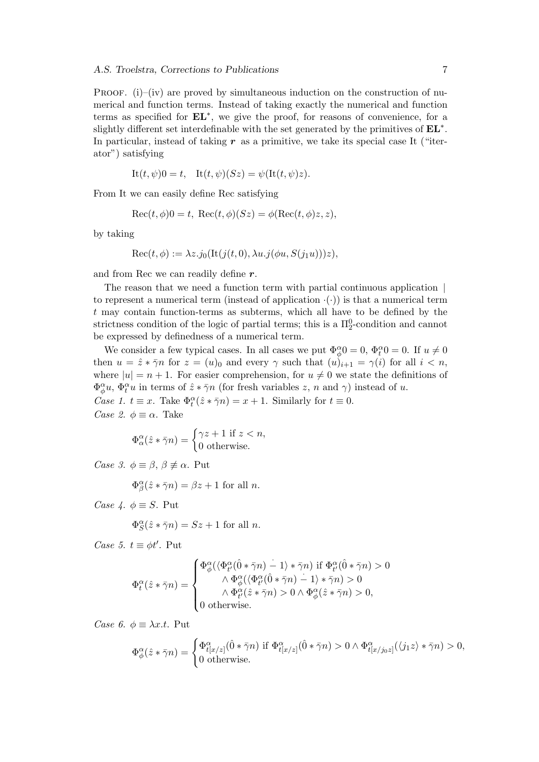PROOF. (i)–(iv) are proved by simultaneous induction on the construction of numerical and function terms. Instead of taking exactly the numerical and function terms as specified for $\mathbf{EL}^*$, we give the proof, for reasons of convenience, for a slightly different set interdefinable with the set generated by the primitives of $\mathbf{EL}^*$. In particular, instead of taking $\boldsymbol{r}$ as a primitive, we take its special case It ("iterator") satisfying

$$\mathrm{It}(t,\psi)0 = t, \quad \mathrm{It}(t,\psi)(Sz) = \psi(\mathrm{It}(t,\psi)z).$$

From It we can easily define Rec satisfying

$$\mathrm{Rec}(t,\phi)0 = t,\ \mathrm{Rec}(t,\phi)(Sz) = \phi(\mathrm{Rec}(t,\phi)z, z),$$

by taking

$$\mathrm{Rec}(t,\phi) := \lambda z.j_0(\mathrm{It}(j(t,0), \lambda u.j(\phi u, S(j_1 u)))z),$$

and from Rec we can readily define $\boldsymbol{r}$.

The reason that we need a function term with partial continuous application $|$ to represent a numerical term (instead of application $\cdot(\cdot)$) is that a numerical term $t$ may contain function-terms as subterms, which all have to be defined by the strictness condition of the logic of partial terms; this is a $\Pi^0_2$-condition and cannot be expressed by definedness of a numerical term.

We consider a few typical cases. In all cases we put $\Phi^\alpha_\phi 0 = 0$, $\Phi^\alpha_t 0 = 0$. If $u \neq 0$ then $u = \hat{z} * \bar{\gamma} n$ for $z = (u)_0$ and every $\gamma$ such that $(u)_{i+1} = \gamma(i)$ for all $i < n$, where $|u| = n + 1$. For easier comprehension, for $u \neq 0$ we state the definitions of $\Phi^\alpha_\phi u$, $\Phi^\alpha_t u$ in terms of $\hat{z} * \bar{\gamma} n$ (for fresh variables $z$, $n$ and $\gamma$) instead of $u$.

*Case 1.* $t \equiv x$. Take $\Phi^\alpha_t(\hat{z} * \bar{\gamma} n) = x + 1$. Similarly for $t \equiv 0$.

*Case 2.* $\phi \equiv \alpha$. Take

$$\Phi^\alpha_\alpha(\hat{z} * \bar{\gamma} n) = \begin{cases} \gamma z + 1 \text{ if } z < n, \\ 0 \text{ otherwise.} \end{cases}$$

*Case 3.* $\phi \equiv \beta$, $\beta \not\equiv \alpha$. Put

$$\Phi^\alpha_\beta(\hat{z} * \bar{\gamma} n) = \beta z + 1 \text{ for all } n.$$

*Case 4.* $\phi \equiv S$. Put

$$\Phi^\alpha_S(\hat{z} * \bar{\gamma} n) = Sz + 1 \text{ for all } n.$$

*Case 5.* $t \equiv \phi t'$. Put

$$\Phi^\alpha_t(\hat{z} * \bar{\gamma} n) = \begin{cases} \Phi^\alpha_\phi(\langle \Phi^\alpha_{t'}(\hat{0} * \bar{\gamma} n) \dot{-} 1\rangle * \bar{\gamma} n) \text{ if } \Phi^\alpha_{t'}(\hat{0} * \bar{\gamma} n) > 0 \\ \quad \wedge \Phi^\alpha_\phi(\langle \Phi^\alpha_{t'}(\hat{0} * \bar{\gamma} n) \dot{-} 1\rangle * \bar{\gamma} n) > 0 \\ \quad \wedge \Phi^\alpha_{t'}(\hat{z} * \bar{\gamma} n) > 0 \wedge \Phi^\alpha_\phi(\hat{z} * \bar{\gamma} n) > 0, \\ 0 \text{ otherwise.} \end{cases}$$

*Case 6.* $\phi \equiv \lambda x.t$. Put

$$\Phi^\alpha_\phi(\hat{z} * \bar{\gamma} n) = \begin{cases} \Phi^\alpha_{t[x/z]}(\hat{0} * \bar{\gamma} n) \text{ if } \Phi^\alpha_{t[x/z]}(\hat{0} * \bar{\gamma} n) > 0 \wedge \Phi^\alpha_{t[x/j_0 z]}(\langle j_1 z\rangle * \bar{\gamma} n) > 0, \\ 0 \text{ otherwise.} \end{cases}$$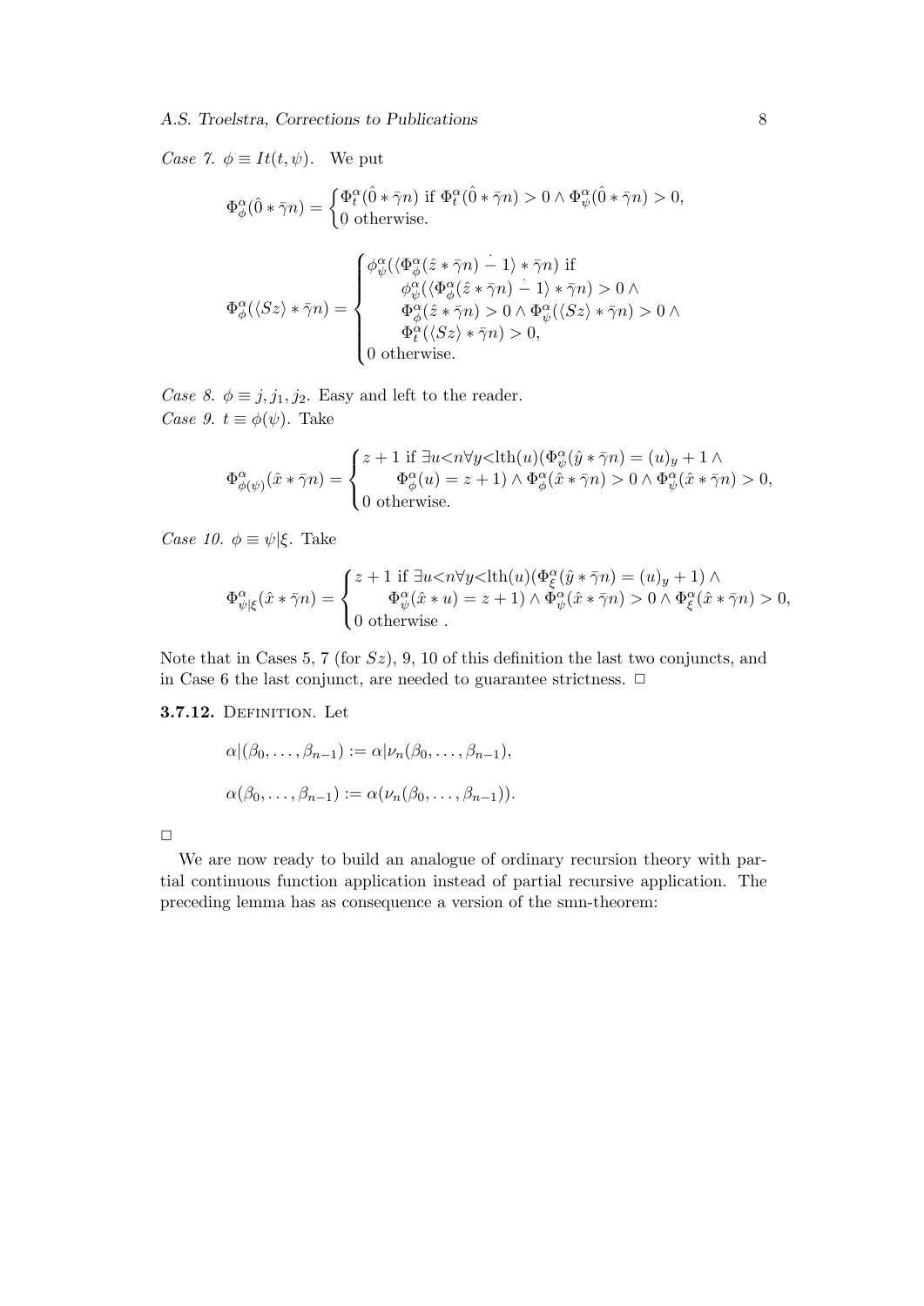*Case 7.* $\phi \equiv It(t, \psi)$. We put

$$\Phi^\alpha_\phi(\hat{0} * \bar{\gamma}n) = \begin{cases} \Phi^\alpha_t(\hat{0} * \bar{\gamma}n) \text{ if } \Phi^\alpha_t(\hat{0} * \bar{\gamma}n) > 0 \wedge \Phi^\alpha_\psi(\hat{0} * \bar{\gamma}n) > 0, \\ 0 \text{ otherwise.} \end{cases}$$

$$\Phi^\alpha_\phi(\langle Sz\rangle * \bar{\gamma}n) = \begin{cases} \phi^\alpha_\psi(\langle \Phi^\alpha_\phi(\hat{z} * \bar{\gamma}n) \dot{-} 1\rangle * \bar{\gamma}n) \text{ if} \\ \qquad \phi^\alpha_\psi(\langle \Phi^\alpha_\phi(\hat{z} * \bar{\gamma}n) \dot{-} 1\rangle * \bar{\gamma}n) > 0 \wedge \\ \qquad \Phi^\alpha_\phi(\hat{z} * \bar{\gamma}n) > 0 \wedge \Phi^\alpha_\psi(\langle Sz\rangle * \bar{\gamma}n) > 0 \wedge \\ \qquad \Phi^\alpha_t(\langle Sz\rangle * \bar{\gamma}n) > 0, \\ 0 \text{ otherwise.} \end{cases}$$

*Case 8.* $\phi \equiv j, j_1, j_2$. Easy and left to the reader.
*Case 9.* $t \equiv \phi(\psi)$. Take

$$\Phi^\alpha_{\phi(\psi)}(\hat{x} * \bar{\gamma}n) = \begin{cases} z + 1 \text{ if } \exists u{<}n \forall y{<}\mathrm{lth}(u)(\Phi^\alpha_\psi(\hat{y} * \bar{\gamma}n) = (u)_y + 1 \wedge \\ \qquad \Phi^\alpha_\phi(u) = z + 1) \wedge \Phi^\alpha_\phi(\hat{x} * \bar{\gamma}n) > 0 \wedge \Phi^\alpha_\psi(\hat{x} * \bar{\gamma}n) > 0, \\ 0 \text{ otherwise.} \end{cases}$$

*Case 10.* $\phi \equiv \psi|\xi$. Take

$$\Phi^\alpha_{\psi|\xi}(\hat{x} * \bar{\gamma}n) = \begin{cases} z + 1 \text{ if } \exists u{<}n \forall y{<}\mathrm{lth}(u)(\Phi^\alpha_\xi(\hat{y} * \bar{\gamma}n) = (u)_y + 1) \wedge \\ \qquad \Phi^\alpha_\psi(\hat{x} * u) = z + 1) \wedge \Phi^\alpha_\psi(\hat{x} * \bar{\gamma}n) > 0 \wedge \Phi^\alpha_\xi(\hat{x} * \bar{\gamma}n) > 0, \\ 0 \text{ otherwise .} \end{cases}$$

Note that in Cases 5, 7 (for $Sz$), 9, 10 of this definition the last two conjuncts, and in Case 6 the last conjunct, are needed to guarantee strictness. □

**3.7.12.** Definition. Let

$$\alpha|(\beta_0, \ldots, \beta_{n-1}) := \alpha|\nu_n(\beta_0, \ldots, \beta_{n-1}),$$

$$\alpha(\beta_0, \ldots, \beta_{n-1}) := \alpha(\nu_n(\beta_0, \ldots, \beta_{n-1})).$$

□

We are now ready to build an analogue of ordinary recursion theory with partial continuous function application instead of partial recursive application. The preceding lemma has as consequence a version of the smn-theorem: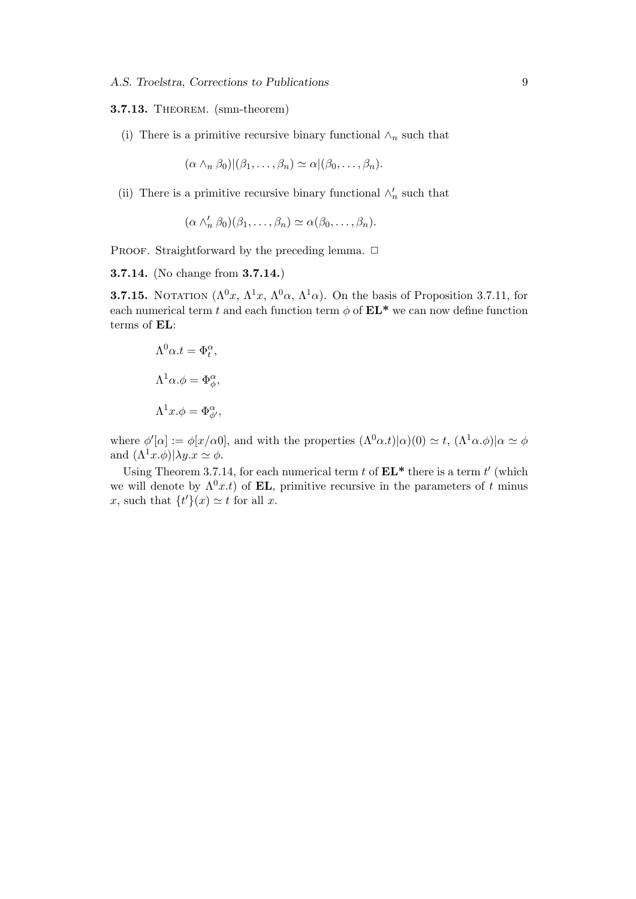**3.7.13.** THEOREM. (smn-theorem)

(i) There is a primitive recursive binary functional $\wedge_n$ such that

$$(\alpha \wedge_n \beta_0)|(\beta_1, \ldots, \beta_n) \simeq \alpha|(\beta_0, \ldots, \beta_n).$$

(ii) There is a primitive recursive binary functional $\wedge'_n$ such that

$$(\alpha \wedge'_n \beta_0)(\beta_1, \ldots, \beta_n) \simeq \alpha(\beta_0, \ldots, \beta_n).$$

PROOF. Straightforward by the preceding lemma. □

**3.7.14.** (No change from **3.7.14.**)

**3.7.15.** NOTATION ($\Lambda^0 x$, $\Lambda^1 x$, $\Lambda^0 \alpha$, $\Lambda^1 \alpha$). On the basis of Proposition 3.7.11, for each numerical term $t$ and each function term $\phi$ of **EL\*** we can now define function terms of **EL**:

$$\Lambda^0 \alpha . t = \Phi^\alpha_t,$$

$$\Lambda^1 \alpha . \phi = \Phi^\alpha_\phi,$$

$$\Lambda^1 x . \phi = \Phi^\alpha_{\phi'},$$

where $\phi'[\alpha] := \phi[x/\alpha 0]$, and with the properties $(\Lambda^0 \alpha . t)|\alpha)(0) \simeq t$, $(\Lambda^1 \alpha . \phi)|\alpha \simeq \phi$ and $(\Lambda^1 x . \phi)|\lambda y . x \simeq \phi$.

Using Theorem 3.7.14, for each numerical term $t$ of **EL\*** there is a term $t'$ (which we will denote by $\Lambda^0 x . t$) of **EL**, primitive recursive in the parameters of $t$ minus $x$, such that $\{t'\}(x) \simeq t$ for all $x$.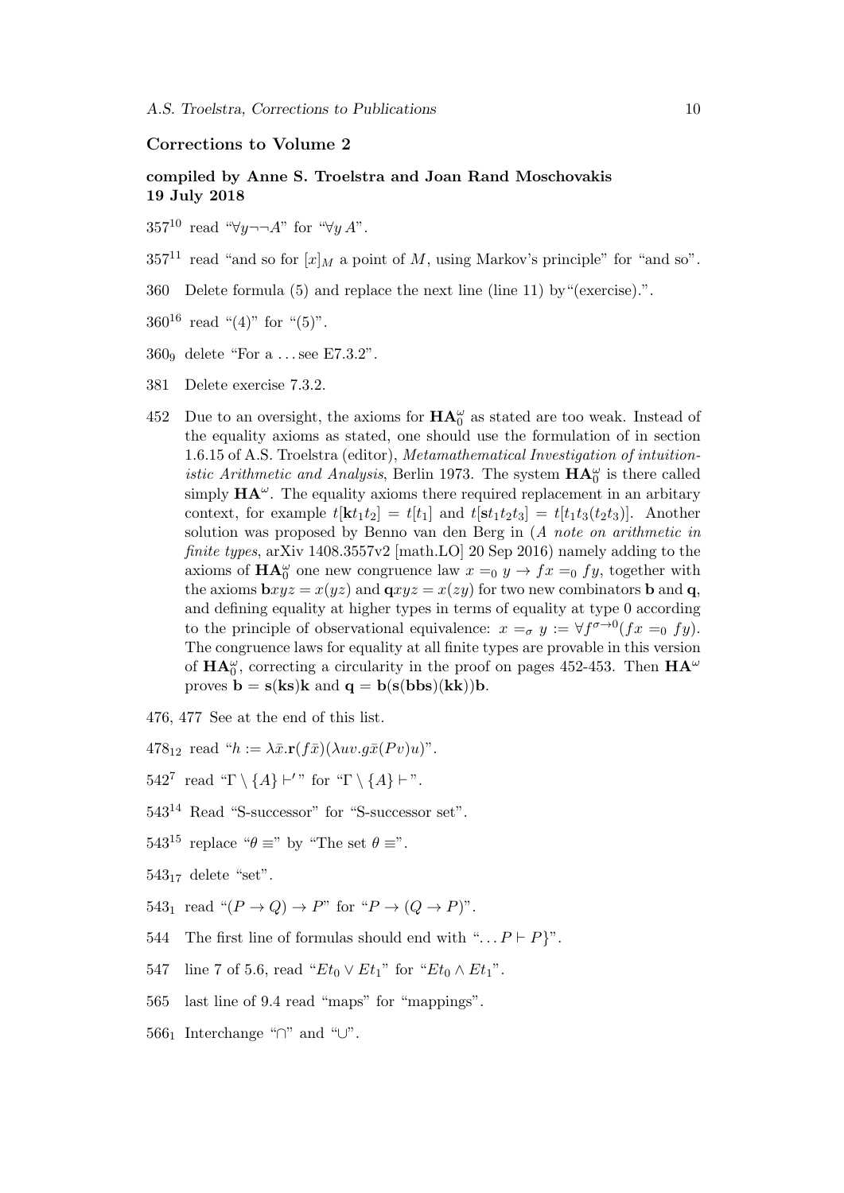## Corrections to Volume 2

**compiled by Anne S. Troelstra and Joan Rand Moschovakis**
**19 July 2018**

$357^{10}$ read "$\forall y \neg\neg A$" for "$\forall y\, A$".

$357^{11}$ read "and so for $[x]_M$ a point of $M$, using Markov's principle" for "and so".

360 Delete formula (5) and replace the next line (line 11) by "(exercise).".

$360^{16}$ read "(4)" for "(5)".

$360_9$ delete "For a ... see E7.3.2".

381 Delete exercise 7.3.2.

452 Due to an oversight, the axioms for $\mathbf{HA}_0^\omega$ as stated are too weak. Instead of the equality axioms as stated, one should use the formulation of in section 1.6.15 of A.S. Troelstra (editor), *Metamathematical Investigation of intuitionistic Arithmetic and Analysis*, Berlin 1973. The system $\mathbf{HA}_0^\omega$ is there called simply $\mathbf{HA}^\omega$. The equality axioms there required replacement in an arbitary context, for example $t[\mathbf{k}t_1t_2] = t[t_1]$ and $t[\mathbf{s}t_1t_2t_3] = t[t_1t_3(t_2t_3)]$. Another solution was proposed by Benno van den Berg in (*A note on arithmetic in finite types*, arXiv 1408.3557v2 [math.LO] 20 Sep 2016) namely adding to the axioms of $\mathbf{HA}_0^\omega$ one new congruence law $x =_0 y \to fx =_0 fy$, together with the axioms $\mathbf{b}xyz = x(yz)$ and $\mathbf{q}xyz = x(zy)$ for two new combinators $\mathbf{b}$ and $\mathbf{q}$, and defining equality at higher types in terms of equality at type 0 according to the principle of observational equivalence: $x =_\sigma y := \forall f^{\sigma\to 0}(fx =_0 fy)$. The congruence laws for equality at all finite types are provable in this version of $\mathbf{HA}_0^\omega$, correcting a circularity in the proof on pages 452-453. Then $\mathbf{HA}^\omega$ proves $\mathbf{b} = \mathbf{s}(\mathbf{ks})\mathbf{k}$ and $\mathbf{q} = \mathbf{b}(\mathbf{s}(\mathbf{bbs})(\mathbf{kk}))\mathbf{b}$.

476, 477 See at the end of this list.

$478_{12}$ read "$h := \lambda\bar{x}.\mathbf{r}(f\bar{x})(\lambda uv.g\bar{x}(Pv)u)$".

$542^7$ read "$\Gamma \setminus \{A\} \vdash'$" for "$\Gamma \setminus \{A\} \vdash$".

$543^{14}$ Read "S-successor" for "S-successor set".

$543^{15}$ replace "$\theta \equiv$" by "The set $\theta \equiv$".

$543_{17}$ delete "set".

$543_1$ read "$(P \to Q) \to P$" for "$P \to (Q \to P)$".

544 The first line of formulas should end with "$\ldots P \vdash P\}$".

547 line 7 of 5.6, read "$Et_0 \vee Et_1$" for "$Et_0 \wedge Et_1$".

565 last line of 9.4 read "maps" for "mappings".

$566_1$ Interchange "$\cap$" and "$\cup$".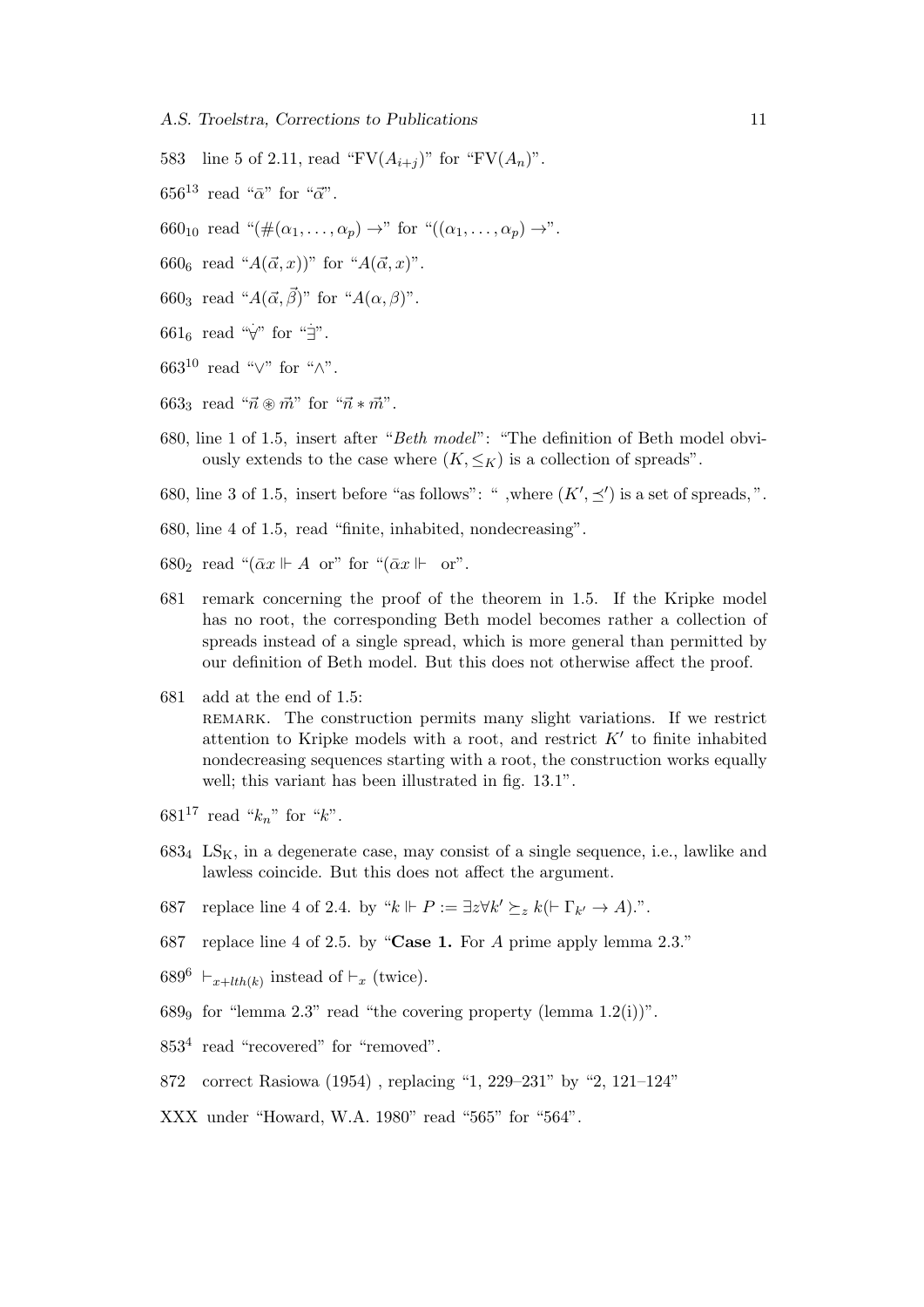583 line 5 of 2.11, read "$\mathrm{FV}(A_{i+j})$" for "$\mathrm{FV}(A_n)$".

$656^{13}$ read "$\bar{\alpha}$" for "$\vec{\alpha}$".

$660_{10}$ read "$(\#(\alpha_1, \ldots, \alpha_p) \rightarrow$" for "$((\alpha_1, \ldots, \alpha_p) \rightarrow$".

$660_6$ read "$A(\vec{\alpha}, x))$" for "$A(\vec{\alpha}, x)$".

$660_3$ read "$A(\vec{\alpha}, \vec{\beta})$" for "$A(\alpha, \beta)$".

$661_6$ read "$\dot{\forall}$" for "$\dot{\exists}$".

$663^{10}$ read "$\vee$" for "$\wedge$".

$663_3$ read "$\vec{n} \circledast \vec{m}$" for "$\vec{n} * \vec{m}$".

680, line 1 of 1.5, insert after "*Beth model*": "The definition of Beth model obviously extends to the case where $(K, \leq_K)$ is a collection of spreads".

680, line 3 of 1.5, insert before "as follows": " ,where $(K', \preceq')$ is a set of spreads,".

680, line 4 of 1.5, read "finite, inhabited, nondecreasing".

$680_2$ read "$(\bar{\alpha}x \Vdash A$ or" for "$(\bar{\alpha}x \Vdash$ or".

681 remark concerning the proof of the theorem in 1.5. If the Kripke model has no root, the corresponding Beth model becomes rather a collection of spreads instead of a single spread, which is more general than permitted by our definition of Beth model. But this does not otherwise affect the proof.

681 add at the end of 1.5:
REMARK. The construction permits many slight variations. If we restrict attention to Kripke models with a root, and restrict $K'$ to finite inhabited nondecreasing sequences starting with a root, the construction works equally well; this variant has been illustrated in fig. 13.1".

$681^{17}$ read "$k_n$" for "$k$".

$683_4$ $\mathrm{LS_K}$, in a degenerate case, may consist of a single sequence, i.e., lawlike and lawless coincide. But this does not affect the argument.

687 replace line 4 of 2.4. by "$k \Vdash P := \exists z \forall k' \succeq_z k(\vdash \Gamma_{k'} \rightarrow A)$.".

687 replace line 4 of 2.5. by "**Case 1.** For $A$ prime apply lemma 2.3."

$689^6$ $\vdash_{x+lth(k)}$ instead of $\vdash_x$ (twice).

$689_9$ for "lemma 2.3" read "the covering property (lemma 1.2(i))".

$853^4$ read "recovered" for "removed".

872 correct Rasiowa (1954) , replacing "1, 229–231" by "2, 121–124"

XXX under "Howard, W.A. 1980" read "565" for "564".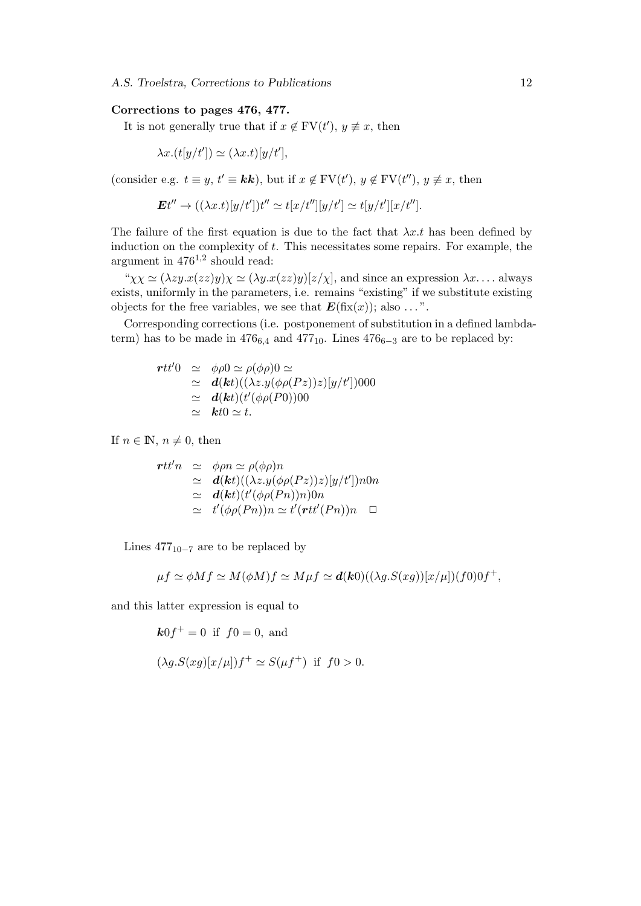**Corrections to pages 476, 477.**

It is not generally true that if $x \notin \mathrm{FV}(t')$, $y \not\equiv x$, then

$$\lambda x.(t[y/t']) \simeq (\lambda x.t)[y/t'],$$

(consider e.g. $t \equiv y$, $t' \equiv \boldsymbol{kk}$), but if $x \notin \mathrm{FV}(t')$, $y \notin \mathrm{FV}(t'')$, $y \not\equiv x$, then

$$\boldsymbol{E}t'' \to ((\lambda x.t)[y/t'])t'' \simeq t[x/t''][y/t'] \simeq t[y/t'][x/t''].$$

The failure of the first equation is due to the fact that $\lambda x.t$ has been defined by induction on the complexity of $t$. This necessitates some repairs. For example, the argument in $476^{1,2}$ should read:

"$\chi\chi \simeq (\lambda zy.x(zz)y)\chi \simeq (\lambda y.x(zz)y)[z/\chi]$, and since an expression $\lambda x. \ldots$ always exists, uniformly in the parameters, i.e. remains "existing" if we substitute existing objects for the free variables, we see that $\boldsymbol{E}(\mathrm{fix}(x))$; also ...".

Corresponding corrections (i.e. postponement of substitution in a defined lambda-term) has to be made in $476_{6,4}$ and $477_{10}$. Lines $476_{6-3}$ are to be replaced by:

$$\begin{array}{lll}
\boldsymbol{r}tt'0 & \simeq & \phi\rho 0 \simeq \rho(\phi\rho)0 \simeq \\
& \simeq & \boldsymbol{d}(\boldsymbol{k}t)((\lambda z.y(\phi\rho(Pz))z)[y/t'])000 \\
& \simeq & \boldsymbol{d}(\boldsymbol{k}t)(t'(\phi\rho(P0))00 \\
& \simeq & \boldsymbol{k}t0 \simeq t.
\end{array}$$

If $n \in \mathbb{N}$, $n \neq 0$, then

$$\begin{array}{lll}
\boldsymbol{r}tt'n & \simeq & \phi\rho n \simeq \rho(\phi\rho)n \\
& \simeq & \boldsymbol{d}(\boldsymbol{k}t)((\lambda z.y(\phi\rho(Pz))z)[y/t'])n0n \\
& \simeq & \boldsymbol{d}(\boldsymbol{k}t)(t'(\phi\rho(Pn))n)0n \\
& \simeq & t'(\phi\rho(Pn))n \simeq t'(\boldsymbol{r}tt'(Pn))n \quad \Box
\end{array}$$

Lines $477_{10-7}$ are to be replaced by

$$\mu f \simeq \phi M f \simeq M(\phi M)f \simeq M\mu f \simeq \boldsymbol{d}(\boldsymbol{k}0)((\lambda g.S(xg))[x/\mu])(f0)0f^+,$$

and this latter expression is equal to

$$\boldsymbol{k}0f^+ = 0 \text{ if } f0 = 0, \text{ and}$$

$$(\lambda g.S(xg)[x/\mu])f^+ \simeq S(\mu f^+) \text{ if } f0 > 0.$$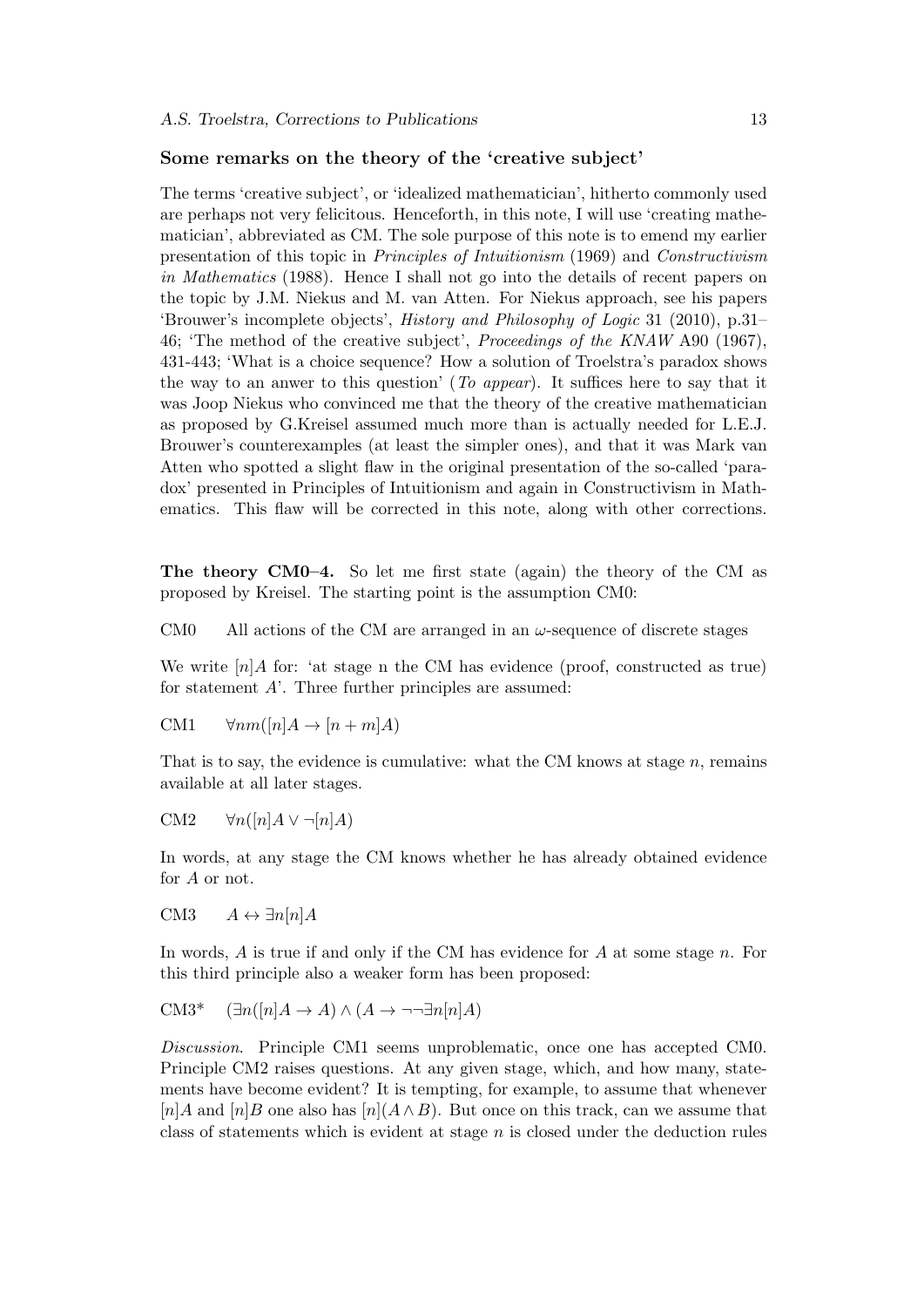### Some remarks on the theory of the 'creative subject'

The terms 'creative subject', or 'idealized mathematician', hitherto commonly used are perhaps not very felicitous. Henceforth, in this note, I will use 'creating mathematician', abbreviated as CM. The sole purpose of this note is to emend my earlier presentation of this topic in *Principles of Intuitionism* (1969) and *Constructivism in Mathematics* (1988). Hence I shall not go into the details of recent papers on the topic by J.M. Niekus and M. van Atten. For Niekus approach, see his papers 'Brouwer's incomplete objects', *History and Philosophy of Logic* 31 (2010), p.31–46; 'The method of the creative subject', *Proceedings of the KNAW* A90 (1967), 431-443; 'What is a choice sequence? How a solution of Troelstra's paradox shows the way to an anwer to this question' (*To appear*). It suffices here to say that it was Joop Niekus who convinced me that the theory of the creative mathematician as proposed by G.Kreisel assumed much more than is actually needed for L.E.J. Brouwer's counterexamples (at least the simpler ones), and that it was Mark van Atten who spotted a slight flaw in the original presentation of the so-called 'paradox' presented in Principles of Intuitionism and again in Constructivism in Mathematics. This flaw will be corrected in this note, along with other corrections.

**The theory CM0–4.** So let me first state (again) the theory of the CM as proposed by Kreisel. The starting point is the assumption CM0:

CM0 All actions of the CM are arranged in an $\omega$-sequence of discrete stages

We write $[n]A$ for: 'at stage n the CM has evidence (proof, constructed as true) for statement $A$'. Three further principles are assumed:

CM1 $\forall nm([n]A \rightarrow [n+m]A)$

That is to say, the evidence is cumulative: what the CM knows at stage $n$, remains available at all later stages.

CM2 $\forall n([n]A \vee \neg[n]A)$

In words, at any stage the CM knows whether he has already obtained evidence for $A$ or not.

CM3 $A \leftrightarrow \exists n[n]A$

In words, $A$ is true if and only if the CM has evidence for $A$ at some stage $n$. For this third principle also a weaker form has been proposed:

CM3* $(\exists n([n]A \rightarrow A) \wedge (A \rightarrow \neg\neg\exists n[n]A)$

*Discussion.* Principle CM1 seems unproblematic, once one has accepted CM0. Principle CM2 raises questions. At any given stage, which, and how many, statements have become evident? It is tempting, for example, to assume that whenever $[n]A$ and $[n]B$ one also has $[n](A \wedge B)$. But once on this track, can we assume that class of statements which is evident at stage $n$ is closed under the deduction rules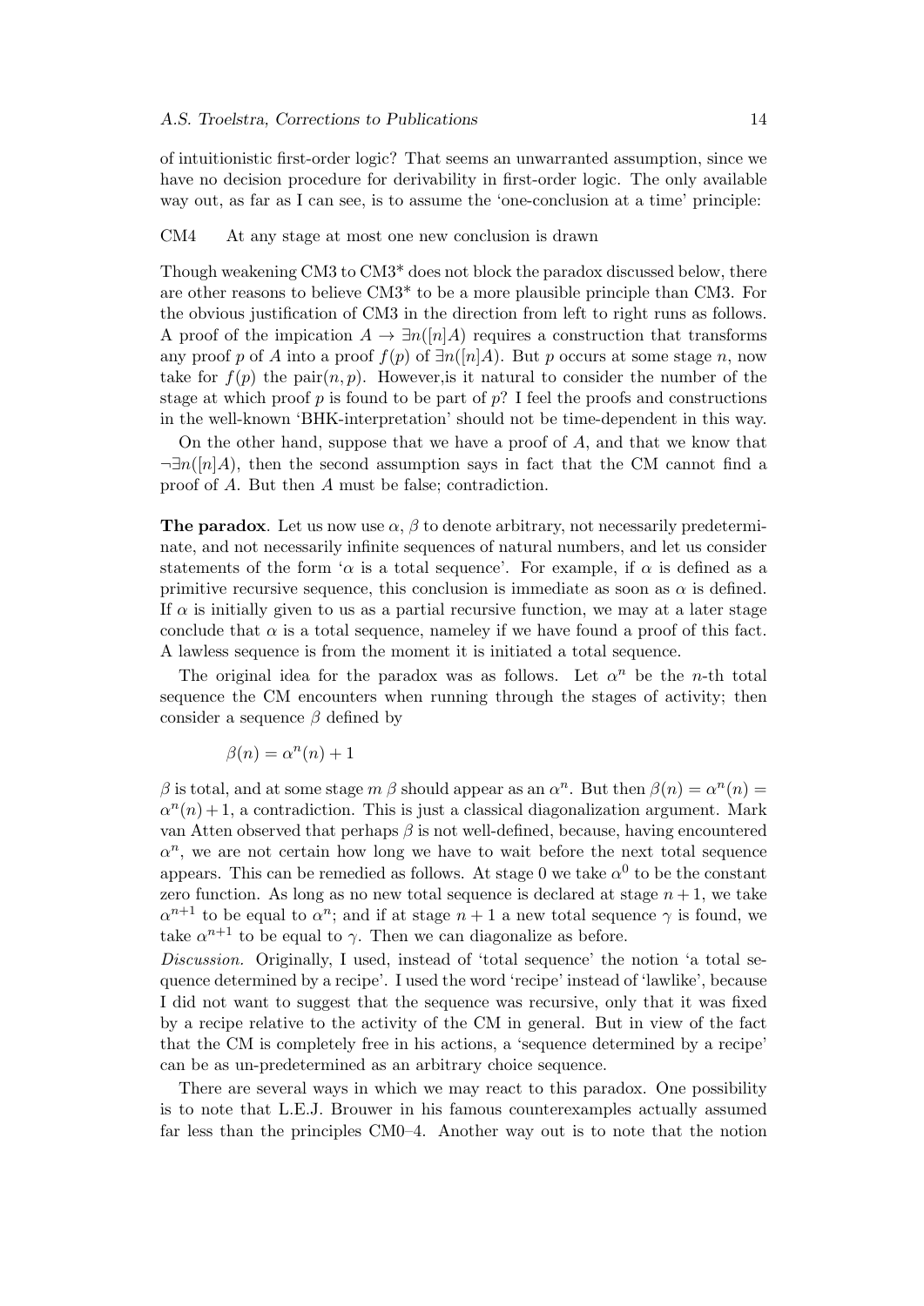of intuitionistic first-order logic? That seems an unwarranted assumption, since we have no decision procedure for derivability in first-order logic. The only available way out, as far as I can see, is to assume the 'one-conclusion at a time' principle:

CM4 At any stage at most one new conclusion is drawn

Though weakening CM3 to CM3* does not block the paradox discussed below, there are other reasons to believe CM3* to be a more plausible principle than CM3. For the obvious justification of CM3 in the direction from left to right runs as follows. A proof of the impication $A \to \exists n([n]A)$ requires a construction that transforms any proof $p$ of $A$ into a proof $f(p)$ of $\exists n([n]A)$. But $p$ occurs at some stage $n$, now take for $f(p)$ the pair$(n, p)$. However,is it natural to consider the number of the stage at which proof $p$ is found to be part of $p$? I feel the proofs and constructions in the well-known 'BHK-interpretation' should not be time-dependent in this way.

On the other hand, suppose that we have a proof of $A$, and that we know that $\neg\exists n([n]A)$, then the second assumption says in fact that the CM cannot find a proof of $A$. But then $A$ must be false; contradiction.

**The paradox**. Let us now use $\alpha$, $\beta$ to denote arbitrary, not necessarily predeterminate, and not necessarily infinite sequences of natural numbers, and let us consider statements of the form '$\alpha$ is a total sequence'. For example, if $\alpha$ is defined as a primitive recursive sequence, this conclusion is immediate as soon as $\alpha$ is defined. If $\alpha$ is initially given to us as a partial recursive function, we may at a later stage conclude that $\alpha$ is a total sequence, nameley if we have found a proof of this fact. A lawless sequence is from the moment it is initiated a total sequence.

The original idea for the paradox was as follows. Let $\alpha^n$ be the $n$-th total sequence the CM encounters when running through the stages of activity; then consider a sequence $\beta$ defined by

$$\beta(n) = \alpha^n(n) + 1$$

$\beta$ is total, and at some stage $m$ $\beta$ should appear as an $\alpha^n$. But then $\beta(n) = \alpha^n(n) = \alpha^n(n) + 1$, a contradiction. This is just a classical diagonalization argument. Mark van Atten observed that perhaps $\beta$ is not well-defined, because, having encountered $\alpha^n$, we are not certain how long we have to wait before the next total sequence appears. This can be remedied as follows. At stage 0 we take $\alpha^0$ to be the constant zero function. As long as no new total sequence is declared at stage $n+1$, we take $\alpha^{n+1}$ to be equal to $\alpha^n$; and if at stage $n+1$ a new total sequence $\gamma$ is found, we take $\alpha^{n+1}$ to be equal to $\gamma$. Then we can diagonalize as before.

*Discussion.* Originally, I used, instead of 'total sequence' the notion 'a total sequence determined by a recipe'. I used the word 'recipe' instead of 'lawlike', because I did not want to suggest that the sequence was recursive, only that it was fixed by a recipe relative to the activity of the CM in general. But in view of the fact that the CM is completely free in his actions, a 'sequence determined by a recipe' can be as un-predetermined as an arbitrary choice sequence.

There are several ways in which we may react to this paradox. One possibility is to note that L.E.J. Brouwer in his famous counterexamples actually assumed far less than the principles CM0–4. Another way out is to note that the notion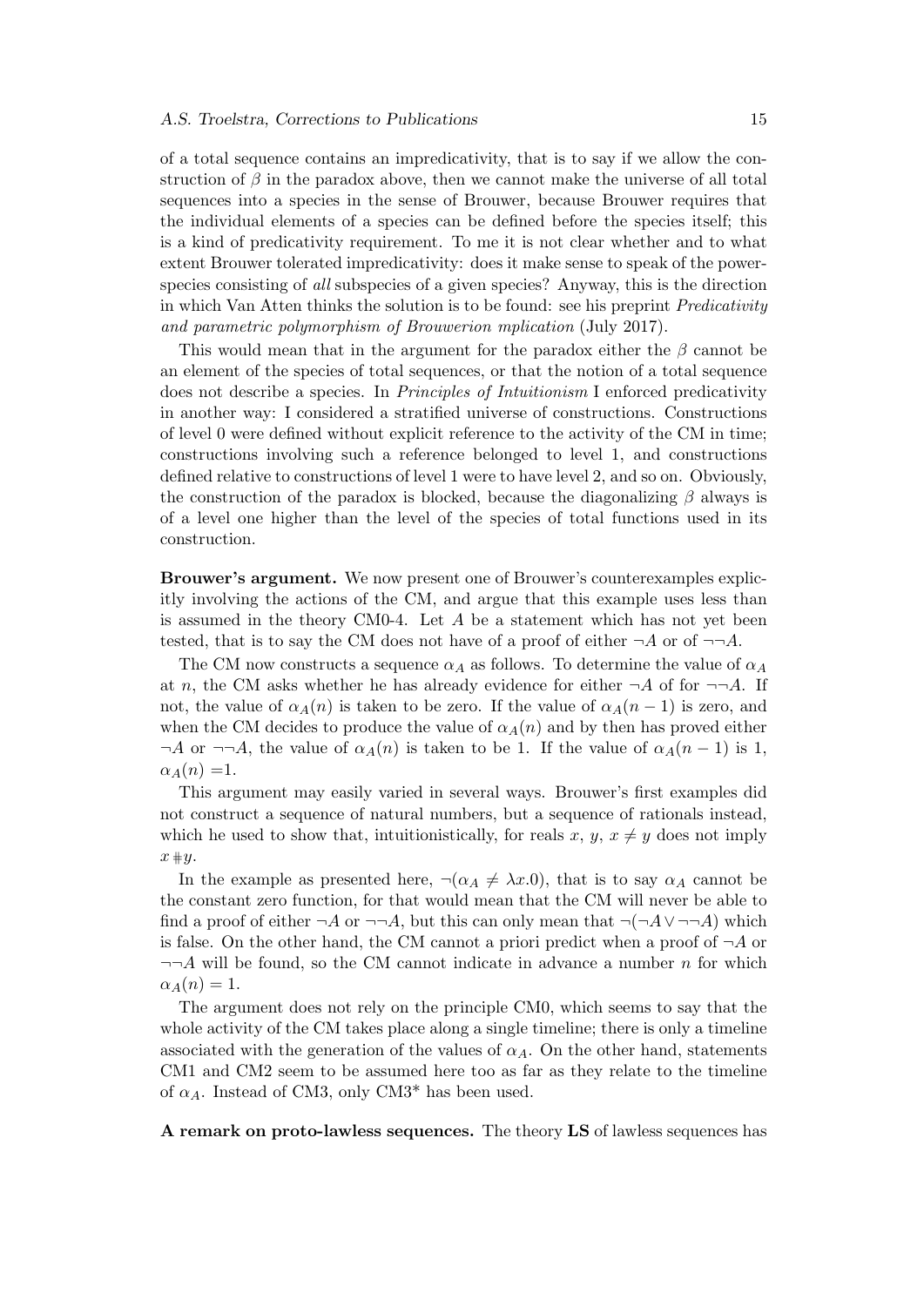of a total sequence contains an impredicativity, that is to say if we allow the construction of $\beta$ in the paradox above, then we cannot make the universe of all total sequences into a species in the sense of Brouwer, because Brouwer requires that the individual elements of a species can be defined before the species itself; this is a kind of predicativity requirement. To me it is not clear whether and to what extent Brouwer tolerated impredicativity: does it make sense to speak of the power-species consisting of *all* subspecies of a given species? Anyway, this is the direction in which Van Atten thinks the solution is to be found: see his preprint *Predicativity and parametric polymorphism of Brouwerion mplication* (July 2017).

This would mean that in the argument for the paradox either the $\beta$ cannot be an element of the species of total sequences, or that the notion of a total sequence does not describe a species. In *Principles of Intuitionism* I enforced predicativity in another way: I considered a stratified universe of constructions. Constructions of level 0 were defined without explicit reference to the activity of the CM in time; constructions involving such a reference belonged to level 1, and constructions defined relative to constructions of level 1 were to have level 2, and so on. Obviously, the construction of the paradox is blocked, because the diagonalizing $\beta$ always is of a level one higher than the level of the species of total functions used in its construction.

**Brouwer's argument.** We now present one of Brouwer's counterexamples explicitly involving the actions of the CM, and argue that this example uses less than is assumed in the theory CM0-4. Let $A$ be a statement which has not yet been tested, that is to say the CM does not have of a proof of either $\neg A$ or of $\neg\neg A$.

The CM now constructs a sequence $\alpha_A$ as follows. To determine the value of $\alpha_A$ at $n$, the CM asks whether he has already evidence for either $\neg A$ of for $\neg\neg A$. If not, the value of $\alpha_A(n)$ is taken to be zero. If the value of $\alpha_A(n-1)$ is zero, and when the CM decides to produce the value of $\alpha_A(n)$ and by then has proved either $\neg A$ or $\neg\neg A$, the value of $\alpha_A(n)$ is taken to be 1. If the value of $\alpha_A(n-1)$ is 1, $\alpha_A(n) = 1$.

This argument may easily varied in several ways. Brouwer's first examples did not construct a sequence of natural numbers, but a sequence of rationals instead, which he used to show that, intuitionistically, for reals $x$, $y$, $x \neq y$ does not imply $x \# y$.

In the example as presented here, $\neg(\alpha_A \neq \lambda x.0)$, that is to say $\alpha_A$ cannot be the constant zero function, for that would mean that the CM will never be able to find a proof of either $\neg A$ or $\neg\neg A$, but this can only mean that $\neg(\neg A \vee \neg\neg A)$ which is false. On the other hand, the CM cannot a priori predict when a proof of $\neg A$ or $\neg\neg A$ will be found, so the CM cannot indicate in advance a number $n$ for which $\alpha_A(n) = 1$.

The argument does not rely on the principle CM0, which seems to say that the whole activity of the CM takes place along a single timeline; there is only a timeline associated with the generation of the values of $\alpha_A$. On the other hand, statements CM1 and CM2 seem to be assumed here too as far as they relate to the timeline of $\alpha_A$. Instead of CM3, only CM3* has been used.

**A remark on proto-lawless sequences.** The theory **LS** of lawless sequences has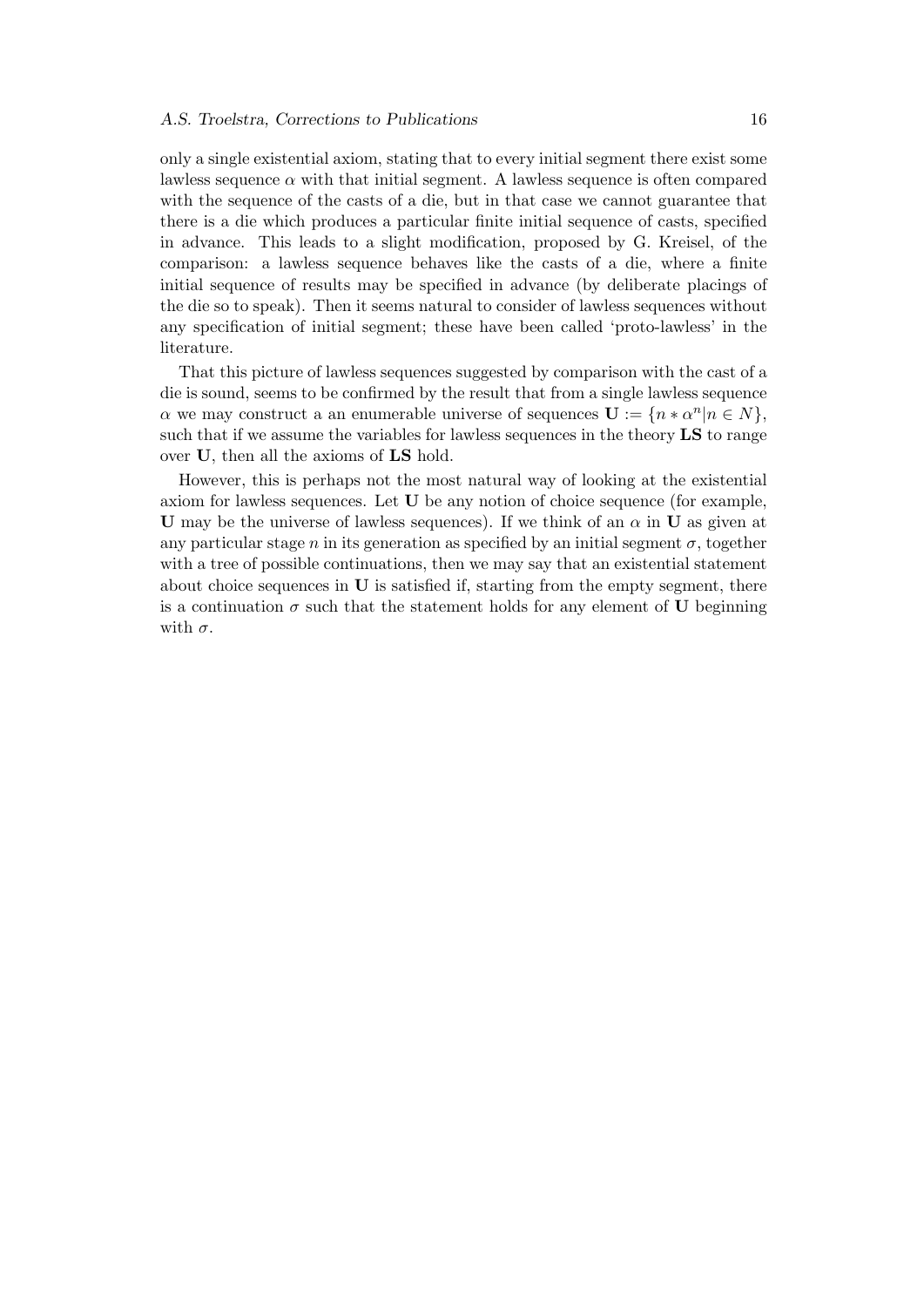only a single existential axiom, stating that to every initial segment there exist some lawless sequence $\alpha$ with that initial segment. A lawless sequence is often compared with the sequence of the casts of a die, but in that case we cannot guarantee that there is a die which produces a particular finite initial sequence of casts, specified in advance. This leads to a slight modification, proposed by G. Kreisel, of the comparison: a lawless sequence behaves like the casts of a die, where a finite initial sequence of results may be specified in advance (by deliberate placings of the die so to speak). Then it seems natural to consider of lawless sequences without any specification of initial segment; these have been called 'proto-lawless' in the literature.

That this picture of lawless sequences suggested by comparison with the cast of a die is sound, seems to be confirmed by the result that from a single lawless sequence $\alpha$ we may construct a an enumerable universe of sequences $\mathbf{U} := \{n * \alpha^n | n \in N\}$, such that if we assume the variables for lawless sequences in the theory **LS** to range over $\mathbf{U}$, then all the axioms of **LS** hold.

However, this is perhaps not the most natural way of looking at the existential axiom for lawless sequences. Let $\mathbf{U}$ be any notion of choice sequence (for example, $\mathbf{U}$ may be the universe of lawless sequences). If we think of an $\alpha$ in $\mathbf{U}$ as given at any particular stage $n$ in its generation as specified by an initial segment $\sigma$, together with a tree of possible continuations, then we may say that an existential statement about choice sequences in $\mathbf{U}$ is satisfied if, starting from the empty segment, there is a continuation $\sigma$ such that the statement holds for any element of $\mathbf{U}$ beginning with $\sigma$.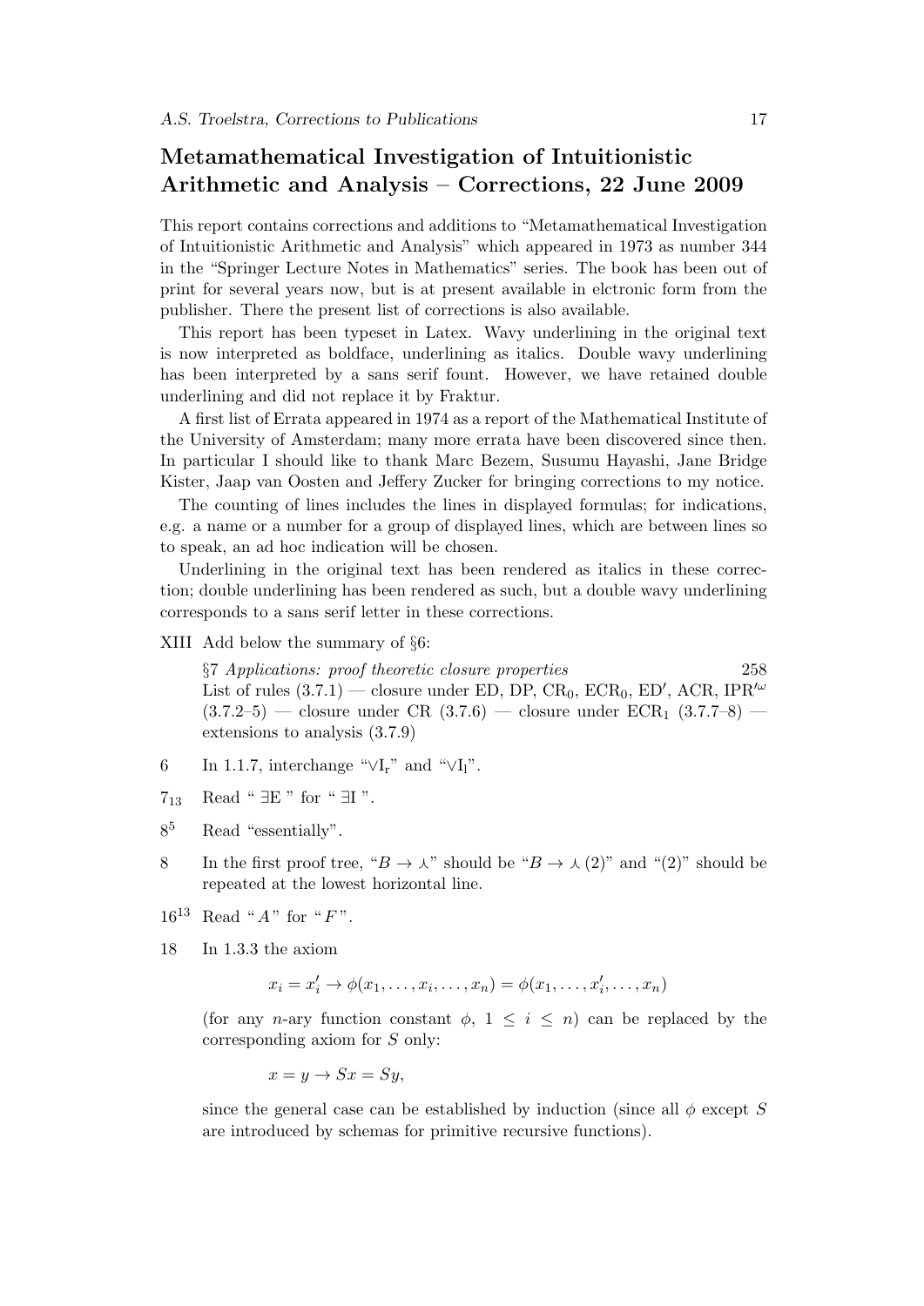## Metamathematical Investigation of Intuitionistic Arithmetic and Analysis – Corrections, 22 June 2009

This report contains corrections and additions to "Metamathematical Investigation of Intuitionistic Arithmetic and Analysis" which appeared in 1973 as number 344 in the "Springer Lecture Notes in Mathematics" series. The book has been out of print for several years now, but is at present available in elctronic form from the publisher. There the present list of corrections is also available.

This report has been typeset in Latex. Wavy underlining in the original text is now interpreted as boldface, underlining as italics. Double wavy underlining has been interpreted by a sans serif fount. However, we have retained double underlining and did not replace it by Fraktur.

A first list of Errata appeared in 1974 as a report of the Mathematical Institute of the University of Amsterdam; many more errata have been discovered since then. In particular I should like to thank Marc Bezem, Susumu Hayashi, Jane Bridge Kister, Jaap van Oosten and Jeffery Zucker for bringing corrections to my notice.

The counting of lines includes the lines in displayed formulas; for indications, e.g. a name or a number for a group of displayed lines, which are between lines so to speak, an ad hoc indication will be chosen.

Underlining in the original text has been rendered as italics in these correction; double underlining has been rendered as such, but a double wavy underlining corresponds to a sans serif letter in these corrections.

XIII Add below the summary of §6:

> §7 *Applications: proof theoretic closure properties* 258
> List of rules (3.7.1) — closure under ED, DP, $\mathrm{CR}_0$, $\mathrm{ECR}_0$, ED′, ACR, $\mathrm{IPR}'^{\omega}$ (3.7.2–5) — closure under CR (3.7.6) — closure under $\mathrm{ECR}_1$ (3.7.7–8) — extensions to analysis (3.7.9)

6 In 1.1.7, interchange "$\vee\mathrm{I_r}$" and "$\vee\mathrm{I_l}$".

$7_{13}$ Read " $\exists$E " for " $\exists$I ".

$8^5$ Read "essentially".

8 In the first proof tree, "$B \to \curlywedge$" should be "$B \to \curlywedge$ (2)" and "(2)" should be repeated at the lowest horizontal line.

$16^{13}$ Read "$A$" for "$F$".

18 In 1.3.3 the axiom

$$x_i = x_i' \to \phi(x_1, \ldots, x_i, \ldots, x_n) = \phi(x_1, \ldots, x_i', \ldots, x_n)$$

(for any $n$-ary function constant $\phi$, $1 \le i \le n$) can be replaced by the corresponding axiom for $S$ only:

$$x = y \to Sx = Sy,$$

since the general case can be established by induction (since all $\phi$ except $S$ are introduced by schemas for primitive recursive functions).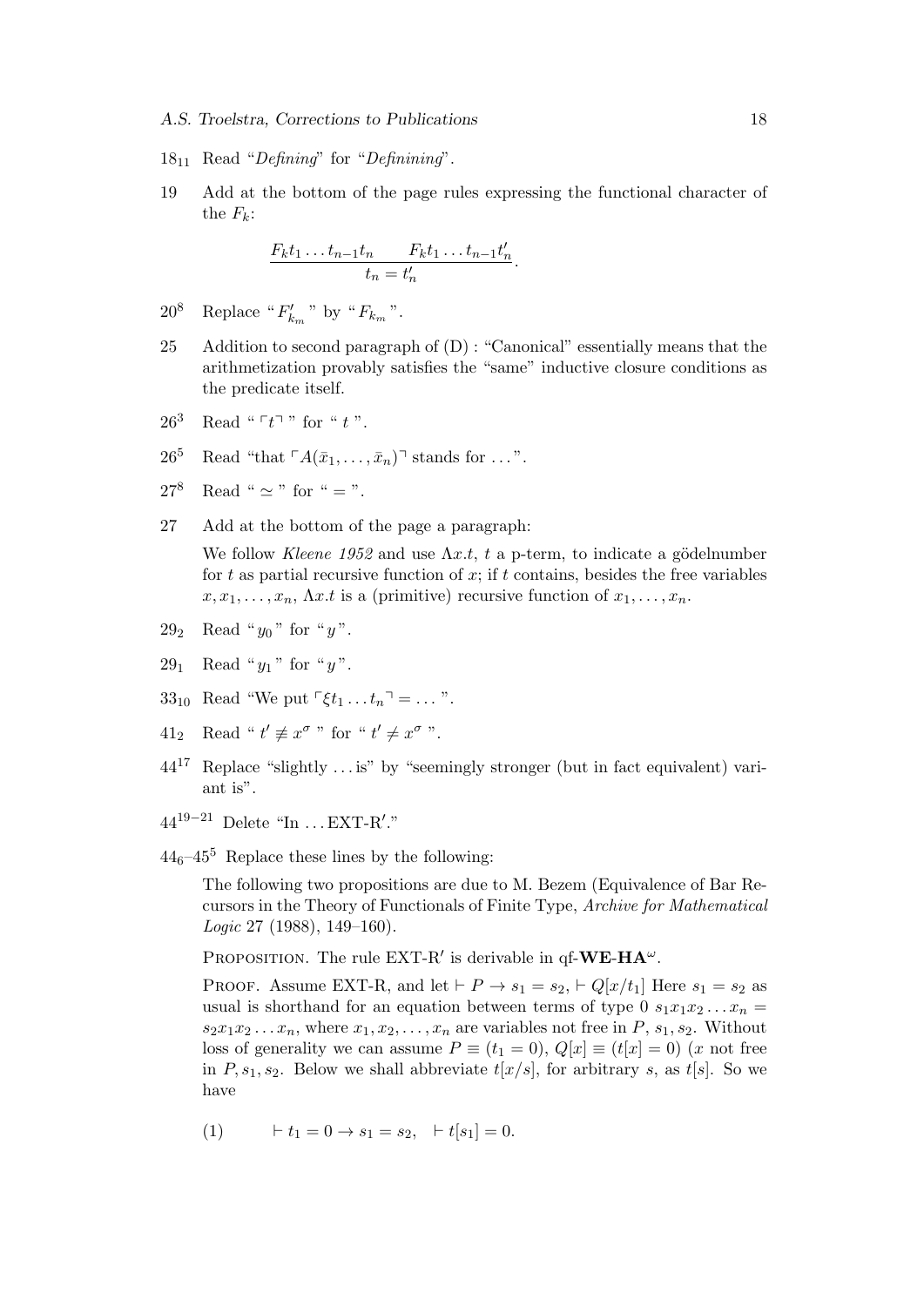$18_{11}$ Read "*Defining*" for "*Definining*".

19 Add at the bottom of the page rules expressing the functional character of the $F_k$:

$$\frac{F_k t_1 \ldots t_{n-1} t_n \qquad F_k t_1 \ldots t_{n-1} t'_n}{t_n = t'_n}.$$

$20^8$ Replace " $F'_{k_m}$ " by " $F_{k_m}$ ".

25 Addition to second paragraph of (D) : "Canonical" essentially means that the arithmetization provably satisfies the "same" inductive closure conditions as the predicate itself.

$26^3$ Read " $\ulcorner t \urcorner$ " for " $t$ ".

$26^5$ Read "that $\ulcorner A(\bar{x}_1, \ldots, \bar{x}_n) \urcorner$ stands for ...".

$27^8$ Read " $\simeq$ " for " $=$ ".

27 Add at the bottom of the page a paragraph:

We follow *Kleene 1952* and use $\Lambda x.t$, $t$ a p-term, to indicate a gödelnumber for $t$ as partial recursive function of $x$; if $t$ contains, besides the free variables $x, x_1, \ldots, x_n$, $\Lambda x.t$ is a (primitive) recursive function of $x_1, \ldots, x_n$.

$29_2$ Read " $y_0$ " for " $y$ ".

$29_1$ Read " $y_1$ " for " $y$ ".

$33_{10}$ Read "We put $\ulcorner \xi t_1 \ldots t_n \urcorner = \ldots$ ".

$41_2$ Read " $t' \not\equiv x^\sigma$ " for " $t' \neq x^\sigma$ ".

$44^{17}$ Replace "slightly ... is" by "seemingly stronger (but in fact equivalent) variant is".

$44^{19-21}$ Delete "In ... EXT-R′."

$44_6$–$45^5$ Replace these lines by the following:

The following two propositions are due to M. Bezem (Equivalence of Bar Recursors in the Theory of Functionals of Finite Type, *Archive for Mathematical Logic* 27 (1988), 149–160).

PROPOSITION. The rule EXT-R′ is derivable in qf-$\mathbf{WE}$-$\mathbf{HA}^\omega$.

PROOF. Assume EXT-R, and let $\vdash P \to s_1 = s_2$, $\vdash Q[x/t_1]$ Here $s_1 = s_2$ as usual is shorthand for an equation between terms of type 0 $s_1 x_1 x_2 \ldots x_n = s_2 x_1 x_2 \ldots x_n$, where $x_1, x_2, \ldots, x_n$ are variables not free in $P$, $s_1$, $s_2$. Without loss of generality we can assume $P \equiv (t_1 = 0)$, $Q[x] \equiv (t[x] = 0)$ ($x$ not free in $P, s_1, s_2$. Below we shall abbreviate $t[x/s]$, for arbitrary $s$, as $t[s]$. So we have

$$(1) \qquad \vdash t_1 = 0 \to s_1 = s_2, \quad \vdash t[s_1] = 0.$$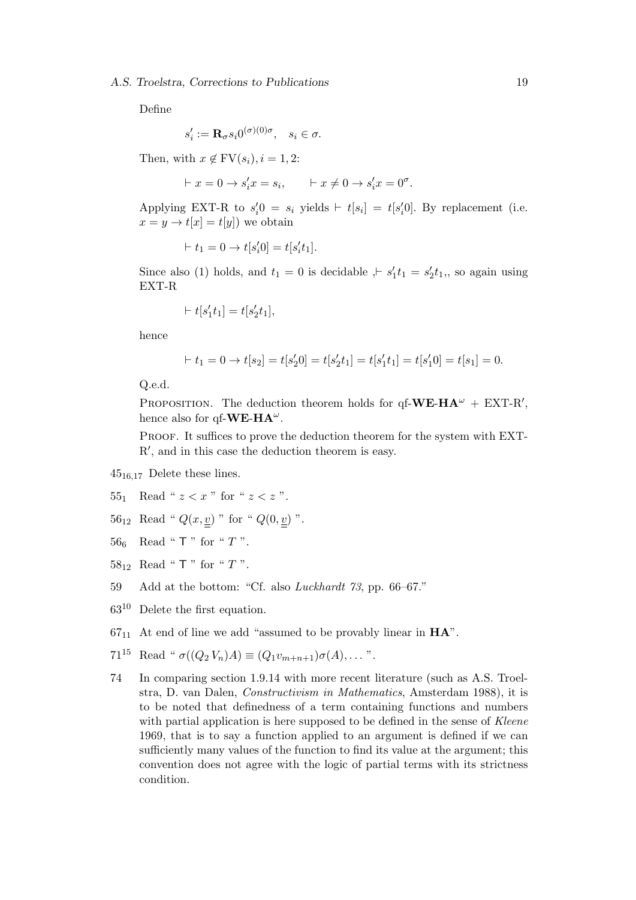Define

$$s'_i := \mathbf{R}_\sigma s_i 0^{(\sigma)(0)\sigma}, \quad s_i \in \sigma.$$

Then, with $x \notin \mathrm{FV}(s_i), i = 1, 2$:

$$\vdash x = 0 \to s'_i x = s_i, \qquad \vdash x \neq 0 \to s'_i x = 0^\sigma.$$

Applying EXT-R to $s'_i 0 = s_i$ yields $\vdash t[s_i] = t[s'_i 0]$. By replacement (i.e. $x = y \to t[x] = t[y]$) we obtain

$$\vdash t_1 = 0 \to t[s'_i 0] = t[s'_i t_1].$$

Since also (1) holds, and $t_1 = 0$ is decidable ,$\vdash s'_1 t_1 = s'_2 t_1$,, so again using EXT-R

$$\vdash t[s'_1 t_1] = t[s'_2 t_1],$$

hence

$$\vdash t_1 = 0 \to t[s_2] = t[s'_2 0] = t[s'_2 t_1] = t[s'_1 t_1] = t[s'_1 0] = t[s_1] = 0.$$

Q.e.d.

Proposition. The deduction theorem holds for qf-$\mathbf{WE}$-$\mathbf{HA}^\omega$ + EXT-R$'$, hence also for qf-$\mathbf{WE}$-$\mathbf{HA}^\omega$.

Proof. It suffices to prove the deduction theorem for the system with EXT-R$'$, and in this case the deduction theorem is easy.

$45_{16,17}$ Delete these lines.

$55_1$ Read " $z < x$ " for " $z < z$ ".

$56_{12}$ Read " $Q(x, \underline{\underline{v}})$ " for " $Q(0, \underline{\underline{v}})$ ".

$56_6$ Read " $\mathsf{T}$ " for " $T$ ".

$58_{12}$ Read " $\mathsf{T}$ " for " $T$ ".

59 Add at the bottom: "Cf. also *Luckhardt 73*, pp. 66–67."

$63^{10}$ Delete the first equation.

$67_{11}$ At end of line we add "assumed to be provably linear in **HA**".

$71^{15}$ Read " $\sigma((Q_2\, V_n)A) \equiv (Q_1 v_{m+n+1})\sigma(A), \ldots$ ".

74 In comparing section 1.9.14 with more recent literature (such as A.S. Troelstra, D. van Dalen, *Constructivism in Mathematics*, Amsterdam 1988), it is to be noted that definedness of a term containing functions and numbers with partial application is here supposed to be defined in the sense of *Kleene* 1969, that is to say a function applied to an argument is defined if we can sufficiently many values of the function to find its value at the argument; this convention does not agree with the logic of partial terms with its strictness condition.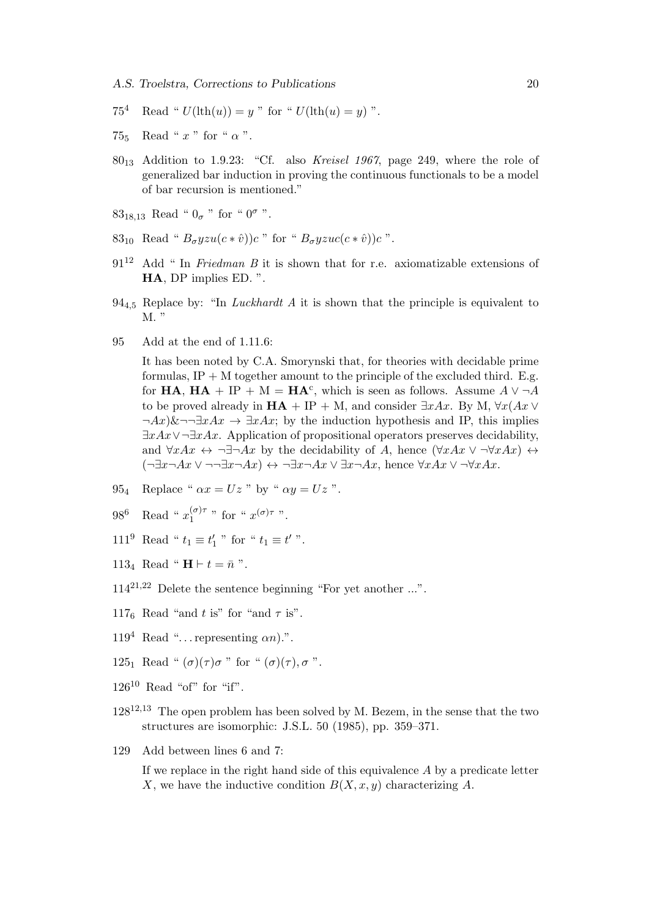$75^4$ Read " $U(\mathrm{lth}(u)) = y$ " for " $U(\mathrm{lth}(u) = y)$ ".

$75_5$ Read " $x$ " for " $\alpha$ ".

$80_{13}$ Addition to 1.9.23: "Cf. also *Kreisel 1967*, page 249, where the role of generalized bar induction in proving the continuous functionals to be a model of bar recursion is mentioned."

$83_{18,13}$ Read " $0_\sigma$ " for " $0^\sigma$ ".

$83_{10}$ Read " $B_\sigma yzu(c * \hat{v}))c$ " for " $B_\sigma yzuc(c * \hat{v}))c$ ".

$91^{12}$ Add " In *Friedman B* it is shown that for r.e. axiomatizable extensions of **HA**, DP implies ED. ".

$94_{4,5}$ Replace by: "In *Luckhardt A* it is shown that the principle is equivalent to M. "

95 Add at the end of 1.11.6:

It has been noted by C.A. Smorynski that, for theories with decidable prime formulas, IP + M together amount to the principle of the excluded third. E.g. for **HA**, **HA** + IP + M = $\mathbf{HA}^c$, which is seen as follows. Assume $A \vee \neg A$ to be proved already in **HA** + IP + M, and consider $\exists x Ax$. By M, $\forall x(Ax \vee \neg Ax) \& \neg\neg\exists x Ax \to \exists x Ax$; by the induction hypothesis and IP, this implies $\exists x Ax \vee \neg\exists x Ax$. Application of propositional operators preserves decidability, and $\forall x Ax \leftrightarrow \neg\exists\neg Ax$ by the decidability of $A$, hence $(\forall x Ax \vee \neg\forall x Ax) \leftrightarrow (\neg\exists x \neg Ax \vee \neg\neg\exists x \neg Ax) \leftrightarrow \neg\exists x \neg Ax \vee \exists x \neg Ax$, hence $\forall x Ax \vee \neg\forall x Ax$.

$95_4$ Replace " $\alpha x = Uz$ " by " $\alpha y = Uz$ ".

$98^6$ Read " $x_1^{(\sigma)\tau}$ " for " $x^{(\sigma)\tau}$ ".

$111^9$ Read " $t_1 \equiv t_1'$ " for " $t_1 \equiv t'$ ".

$113_4$ Read " $\mathbf{H} \vdash t = \bar{n}$ ".

$114^{21,22}$ Delete the sentence beginning "For yet another ...".

$117_6$ Read "and $t$ is" for "and $\tau$ is".

$119^4$ Read "... representing $\alpha n$).".

$125_1$ Read " $(\sigma)(\tau)\sigma$ " for " $(\sigma)(\tau), \sigma$ ".

$126^{10}$ Read "of" for "if".

$128^{12,13}$ The open problem has been solved by M. Bezem, in the sense that the two structures are isomorphic: J.S.L. 50 (1985), pp. 359–371.

129 Add between lines 6 and 7:

If we replace in the right hand side of this equivalence $A$ by a predicate letter $X$, we have the inductive condition $B(X, x, y)$ characterizing $A$.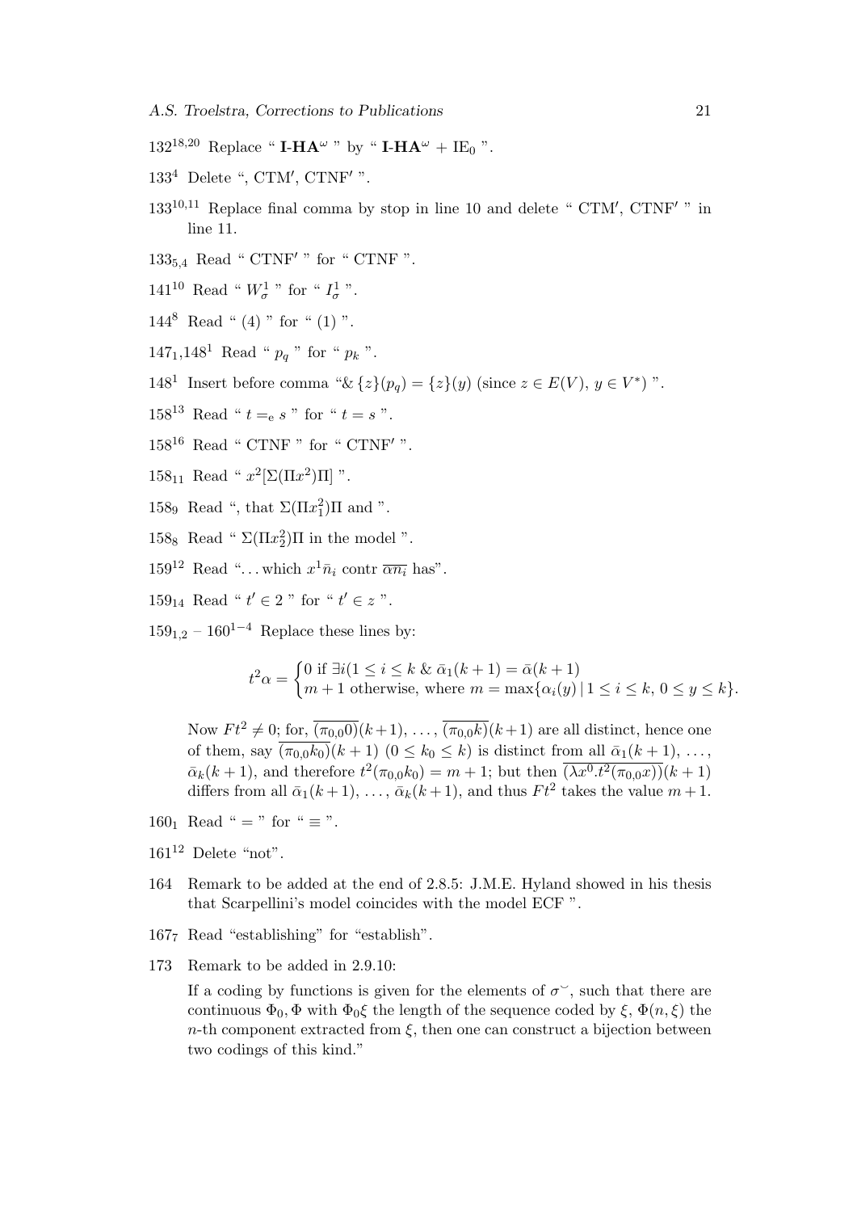$132^{18,20}$ Replace " **I-HA**$^\omega$ " by " **I-HA**$^\omega$ + $\mathrm{IE}_0$ ".

$133^4$ Delete ", CTM′, CTNF′ ".

$133^{10,11}$ Replace final comma by stop in line 10 and delete " CTM′, CTNF′ " in line 11.

$133_{5,4}$ Read " CTNF′ " for " CTNF ".

$141^{10}$ Read " $W^1_\sigma$ " for " $I^1_\sigma$ ".

$144^8$ Read " (4) " for " (1) ".

$147_1$,$148^1$ Read " $p_q$ " for " $p_k$ ".

$148^1$ Insert before comma "& $\{z\}(p_q) = \{z\}(y)$ (since $z \in E(V)$, $y \in V^*$) ".

$158^{13}$ Read " $t =_{\mathrm{e}} s$ " for " $t = s$ ".

$158^{16}$ Read " CTNF " for " CTNF′ ".

$158_{11}$ Read " $x^2[\Sigma(\Pi x^2)\Pi]$ ".

$158_9$ Read ", that $\Sigma(\Pi x_1^2)\Pi$ and ".

$158_8$ Read " $\Sigma(\Pi x_2^2)\Pi$ in the model ".

$159^{12}$ Read "... which $x^1\bar{n}_i$ contr $\overline{\alpha n_i}$ has".

$159_{14}$ Read " $t' \in 2$ " for " $t' \in z$ ".

$159_{1,2}$ – $160^{1-4}$ Replace these lines by:

$$t^2\alpha = \begin{cases} 0 \text{ if } \exists i(1 \leq i \leq k \,\&\, \bar{\alpha}_1(k+1) = \bar{\alpha}(k+1) \\ m+1 \text{ otherwise, where } m = \max\{\alpha_i(y) \,|\, 1 \leq i \leq k,\, 0 \leq y \leq k\}. \end{cases}$$

Now $Ft^2 \neq 0$; for, $\overline{(\pi_{0,0}0)}(k+1), \ldots, \overline{(\pi_{0,0}k)}(k+1)$ are all distinct, hence one of them, say $\overline{(\pi_{0,0}k_0)}(k+1)$ $(0 \leq k_0 \leq k)$ is distinct from all $\bar{\alpha}_1(k+1), \ldots, \bar{\alpha}_k(k+1)$, and therefore $t^2(\pi_{0,0}k_0) = m+1$; but then $\overline{(\lambda x^0.t^2(\pi_{0,0}x))}(k+1)$ differs from all $\bar{\alpha}_1(k+1), \ldots, \bar{\alpha}_k(k+1)$, and thus $Ft^2$ takes the value $m+1$.

$160_1$ Read " = " for " $\equiv$ ".

$161^{12}$ Delete "not".

164 Remark to be added at the end of 2.8.5: J.M.E. Hyland showed in his thesis that Scarpellini's model coincides with the model ECF ".

$167_7$ Read "establishing" for "establish".

173 Remark to be added in 2.9.10:

If a coding by functions is given for the elements of $\sigma^{\smile}$, such that there are continuous $\Phi_0, \Phi$ with $\Phi_0\xi$ the length of the sequence coded by $\xi$, $\Phi(n, \xi)$ the $n$-th component extracted from $\xi$, then one can construct a bijection between two codings of this kind."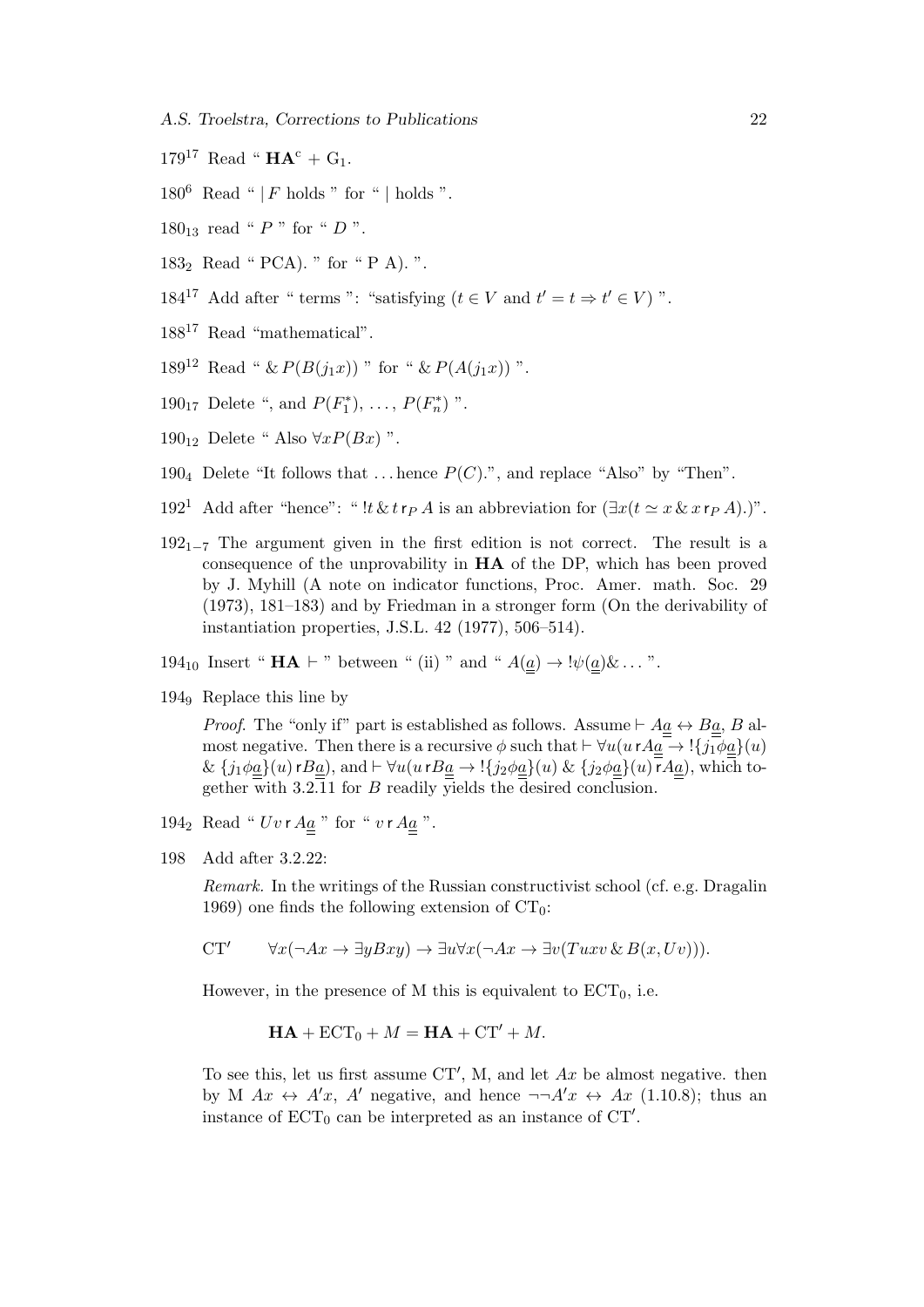$179^{17}$ Read " $\mathbf{HA}^{\rm c}$ + G$_1$.

$180^{6}$ Read " $|\,F$ holds " for " $|$ holds ".

$180_{13}$ read " $P$ " for " $D$ ".

$183_{2}$ Read " PCA). " for " P A). ".

$184^{17}$ Add after " terms ": "satisfying ($t \in V$ and $t' = t \Rightarrow t' \in V$) ".

$188^{17}$ Read "mathematical".

$189^{12}$ Read " $\&\, P(B(j_1 x))$ " for " $\&\, P(A(j_1 x))$ ".

$190_{17}$ Delete ", and $P(F_1^*)$, ..., $P(F_n^*)$ ".

$190_{12}$ Delete " Also $\forall x P(Bx)$ ".

$190_{4}$ Delete "It follows that ... hence $P(C)$.", and replace "Also" by "Then".

$192^{1}$ Add after "hence": " $!t \,\&\, t \,\mathsf{r}_P\, A$ is an abbreviation for $(\exists x (t \simeq x \,\&\, x \,\mathsf{r}_P\, A)$.)".

$192_{1-7}$ The argument given in the first edition is not correct. The result is a consequence of the unprovability in **HA** of the DP, which has been proved by J. Myhill (A note on indicator functions, Proc. Amer. math. Soc. 29 (1973), 181–183) and by Friedman in a stronger form (On the derivability of instantiation properties, J.S.L. 42 (1977), 506–514).

$194_{10}$ Insert " $\mathbf{HA} \vdash$ " between " (ii) " and " $A(\underline{a}) \to\, !\psi(\underline{\underline{a}}) \& \ldots$ ".

$194_{9}$ Replace this line by

*Proof.* The "only if" part is established as follows. Assume $\vdash A\underline{\underline{a}} \leftrightarrow B\underline{\underline{a}}$, $B$ almost negative. Then there is a recursive $\phi$ such that $\vdash \forall u (u \,\mathsf{r}\, A\underline{\underline{a}} \to\, !\{j_1 \phi \underline{\underline{a}}\}(u)$ $\&\; \{j_1 \phi \underline{\underline{a}}\}(u) \,\mathsf{r}\, B\underline{\underline{a}})$, and $\vdash \forall u (u \,\mathsf{r}\, B\underline{\underline{a}} \to\, !\{j_2 \phi \underline{\underline{a}}\}(u) \;\&\; \{j_2 \phi \underline{\underline{a}}\}(u) \,\mathsf{r}\, A\underline{\underline{a}})$, which together with 3.2.11 for $B$ readily yields the desired conclusion.

$194_{2}$ Read " $Uv \,\mathsf{r}\, A\underline{\underline{a}}$ " for " $v \,\mathsf{r}\, A\underline{\underline{a}}$ ".

198 Add after 3.2.22:

*Remark.* In the writings of the Russian constructivist school (cf. e.g. Dragalin 1969) one finds the following extension of $\mathrm{CT}_0$:

$$\mathrm{CT}' \qquad \forall x (\neg Ax \to \exists y Bxy) \to \exists u \forall x (\neg Ax \to \exists v (Tuxv \,\&\, B(x, Uv))).$$

However, in the presence of M this is equivalent to $\mathrm{ECT}_0$, i.e.

$$\mathbf{HA} + \mathrm{ECT}_0 + M = \mathbf{HA} + \mathrm{CT}' + M.$$

To see this, let us first assume $\mathrm{CT}'$, M, and let $Ax$ be almost negative. then by M $Ax \leftrightarrow A'x$, $A'$ negative, and hence $\neg\neg A'x \leftrightarrow Ax$ (1.10.8); thus an instance of $\mathrm{ECT}_0$ can be interpreted as an instance of $\mathrm{CT}'$.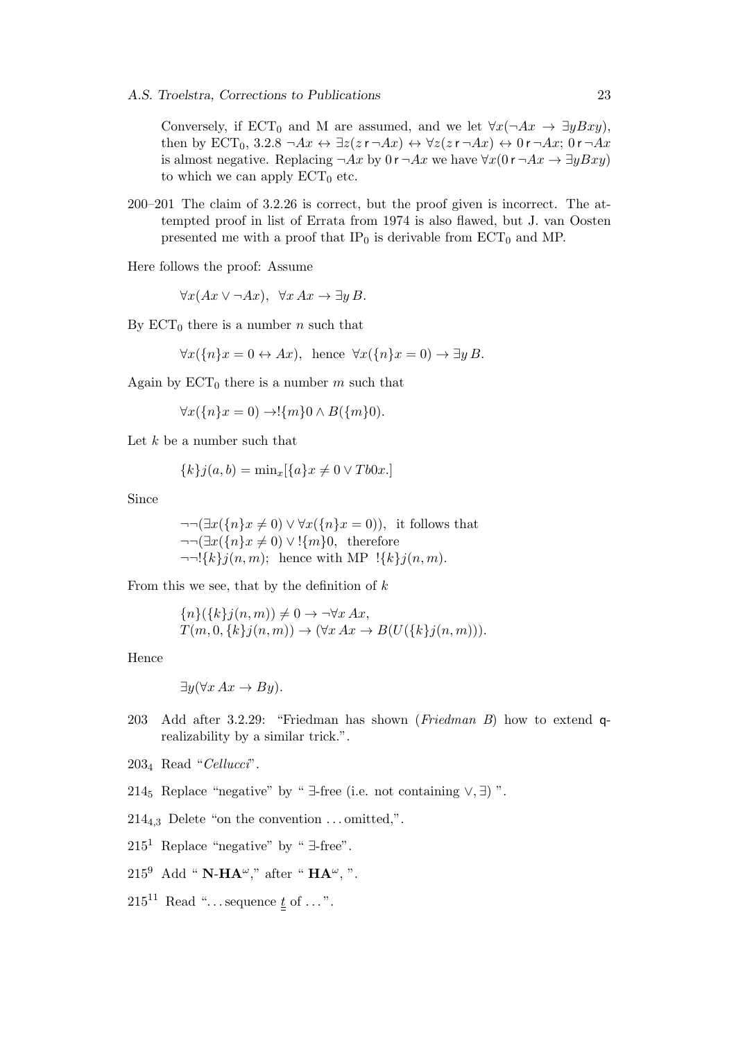Conversely, if $\mathrm{ECT}_0$ and M are assumed, and we let $\forall x(\neg Ax \to \exists y Bxy)$, then by $\mathrm{ECT}_0$, 3.2.8 $\neg Ax \leftrightarrow \exists z(z \,\mathsf{r}\, \neg Ax) \leftrightarrow \forall z(z \,\mathsf{r}\, \neg Ax) \leftrightarrow 0 \,\mathsf{r}\, \neg Ax$; $0 \,\mathsf{r}\, \neg Ax$ is almost negative. Replacing $\neg Ax$ by $0 \,\mathsf{r}\, \neg Ax$ we have $\forall x(0 \,\mathsf{r}\, \neg Ax \to \exists y Bxy)$ to which we can apply $\mathrm{ECT}_0$ etc.

200–201 The claim of 3.2.26 is correct, but the proof given is incorrect. The attempted proof in list of Errata from 1974 is also flawed, but J. van Oosten presented me with a proof that $\mathrm{IP}_0$ is derivable from $\mathrm{ECT}_0$ and MP.

Here follows the proof: Assume

$$\forall x(Ax \vee \neg Ax), \;\; \forall x\, Ax \to \exists y\, B.$$

By $\mathrm{ECT}_0$ there is a number $n$ such that

$$\forall x(\{n\}x = 0 \leftrightarrow Ax), \;\; \text{hence} \;\; \forall x(\{n\}x = 0) \to \exists y\, B.$$

Again by $\mathrm{ECT}_0$ there is a number $m$ such that

$$\forall x(\{n\}x = 0) \to !\{m\}0 \wedge B(\{m\}0).$$

Let $k$ be a number such that

$$\{k\}j(a,b) = \min_x[\{a\}x \neq 0 \vee Tb0x.]$$

Since

$$\begin{aligned}
&\neg\neg(\exists x(\{n\}x \neq 0) \vee \forall x(\{n\}x = 0)), \;\; \text{it follows that} \\
&\neg\neg(\exists x(\{n\}x \neq 0) \vee !\{m\}0, \;\; \text{therefore} \\
&\neg\neg!\{k\}j(n,m); \;\; \text{hence with MP} \;\; !\{k\}j(n,m).
\end{aligned}$$

From this we see, that by the definition of $k$

$$\begin{aligned}
&\{n\}(\{k\}j(n,m)) \neq 0 \to \neg\forall x\, Ax, \\
&T(m, 0, \{k\}j(n,m)) \to (\forall x\, Ax \to B(U(\{k\}j(n,m))).
\end{aligned}$$

Hence

$$\exists y(\forall x\, Ax \to By).$$

203 Add after 3.2.29: "Friedman has shown (*Friedman B*) how to extend $\mathsf{q}$-realizability by a similar trick.".

$203_4$ Read "*Cellucci*".

$214_5$ Replace "negative" by " $\exists$-free (i.e. not containing $\vee, \exists$) ".

$214_{4,3}$ Delete "on the convention ... omitted,".

$215^1$ Replace "negative" by " $\exists$-free".

$215^9$ Add " $\mathbf{N}$-$\mathbf{HA}^\omega$," after " $\mathbf{HA}^\omega$, ".

$215^{11}$ Read "... sequence $\underline{t}$ of ...".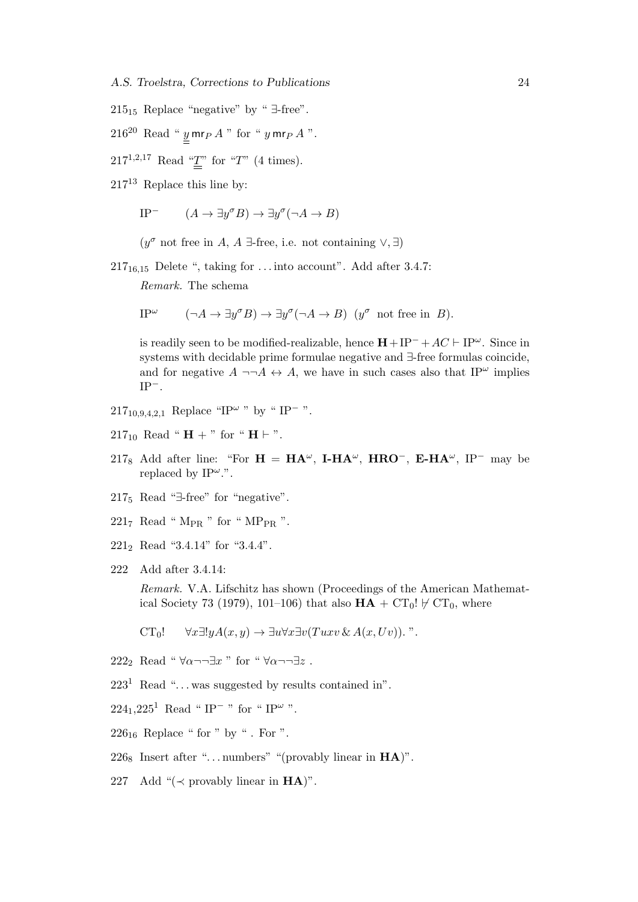$215_{15}$ Replace "negative" by " ∃-free".

$216^{20}$ Read " $\underline{\underline{y}}\, \mathsf{mr}_P\, A$ " for " $y\, \mathsf{mr}_P\, A$ ".

$217^{1,2,17}$ Read "$\underline{\underline{T}}$" for "$T$" (4 times).

$217^{13}$ Replace this line by:

$$\mathrm{IP}^- \qquad (A \to \exists y^\sigma B) \to \exists y^\sigma(\neg A \to B)$$

($y^\sigma$ not free in $A$, $A$ ∃-free, i.e. not containing $\vee, \exists$)

$217_{16,15}$ Delete ", taking for ... into account". Add after 3.4.7:

*Remark.* The schema

$$\mathrm{IP}^\omega \qquad (\neg A \to \exists y^\sigma B) \to \exists y^\sigma(\neg A \to B) \ \ (y^\sigma \text{ not free in } B).$$

is readily seen to be modified-realizable, hence $\mathbf{H} + \mathrm{IP}^- + AC \vdash \mathrm{IP}^\omega$. Since in systems with decidable prime formulae negative and ∃-free formulas coincide, and for negative $A$ $\neg\neg A \leftrightarrow A$, we have in such cases also that $\mathrm{IP}^\omega$ implies $\mathrm{IP}^-$.

$217_{10,9,4,2,1}$ Replace "$\mathrm{IP}^\omega$ " by " $\mathrm{IP}^-$ ".

$217_{10}$ Read " $\mathbf{H}$ + " for " $\mathbf{H} \vdash$ ".

$217_8$ Add after line: "For $\mathbf{H} = \mathbf{HA}^\omega$, $\mathbf{I\text{-}HA}^\omega$, $\mathbf{HRO}^-$, $\mathbf{E\text{-}HA}^\omega$, $\mathrm{IP}^-$ may be replaced by $\mathrm{IP}^\omega$.".

$217_5$ Read "∃-free" for "negative".

$221_7$ Read " $\mathrm{M_{PR}}$ " for " $\mathrm{MP_{PR}}$ ".

$221_2$ Read "3.4.14" for "3.4.4".

222 Add after 3.4.14:

*Remark.* V.A. Lifschitz has shown (Proceedings of the American Mathematical Society 73 (1979), 101–106) that also $\mathbf{HA} + \mathrm{CT}_0! \not\vdash \mathrm{CT}_0$, where

$$\mathrm{CT}_0! \qquad \forall x \exists! y A(x,y) \to \exists u \forall x \exists v (Tuxv \,\&\, A(x, Uv)).$$ ".

$222_2$ Read " $\forall\alpha\neg\neg\exists x$ " for " $\forall\alpha\neg\neg\exists z$ .

$223^1$ Read "... was suggested by results contained in".

$224_1$,$225^1$ Read " $\mathrm{IP}^-$ " for " $\mathrm{IP}^\omega$ ".

$226_{16}$ Replace " for " by " . For ".

$226_8$ Insert after "... numbers" "(provably linear in **HA**)".

227 Add "($\prec$ provably linear in **HA**)".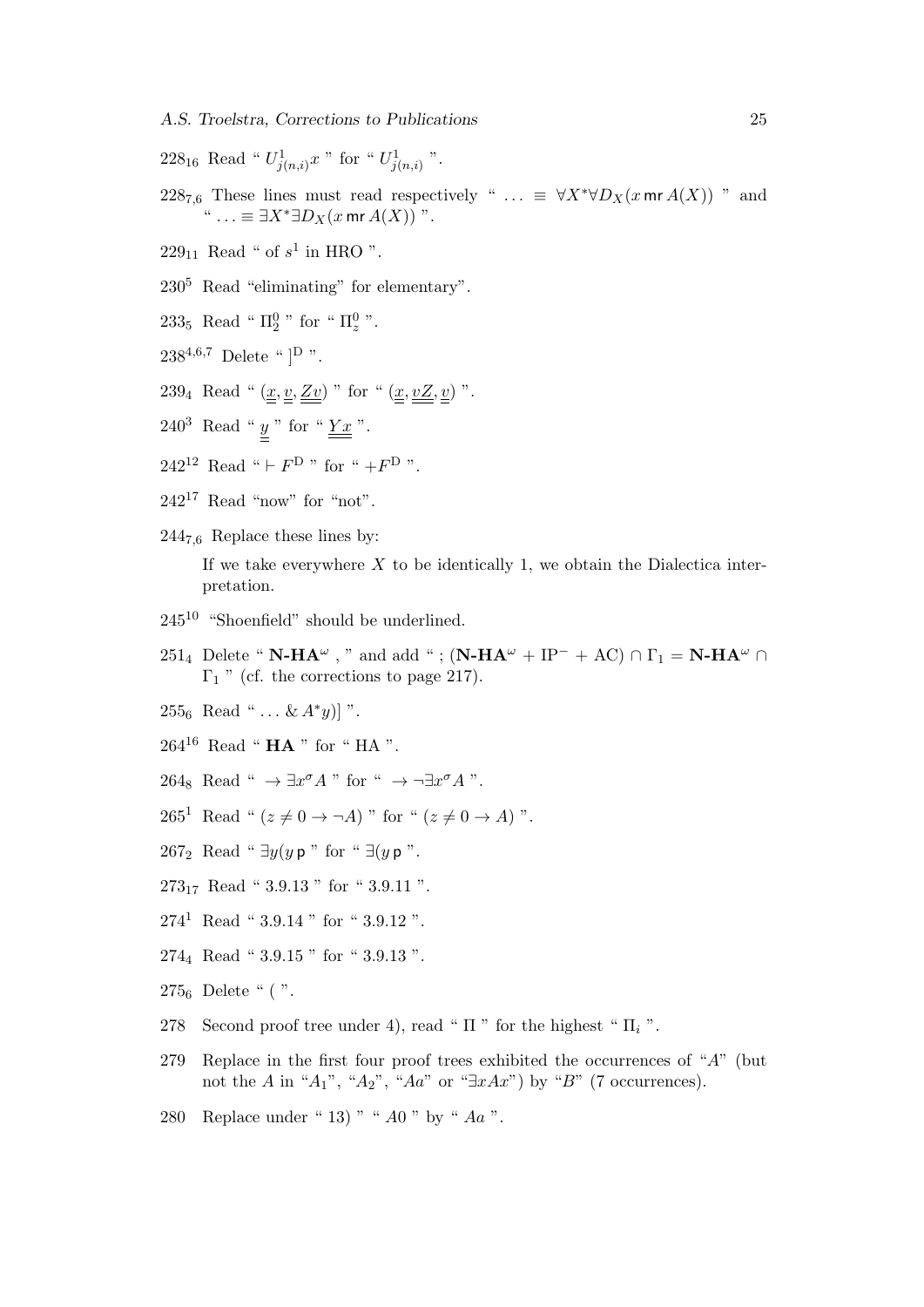$228_{16}$ Read " $U^1_{j(n,i)}x$ " for " $U^1_{j(n,i)}$ ".

$228_{7,6}$ These lines must read respectively " $\ldots \equiv \forall X^*\forall D_X(x\,\mathsf{mr}\,A(X))$ " and " $\ldots \equiv \exists X^*\exists D_X(x\,\mathsf{mr}\,A(X))$ ".

$229_{11}$ Read " of $s^1$ in HRO ".

$230^5$ Read "eliminating" for elementary".

$233_5$ Read " $\Pi^0_2$ " for " $\Pi^0_z$ ".

$238^{4,6,7}$ Delete " $]^{\mathrm{D}}$ ".

$239_4$ Read " $(\underline{\underline{x}}, \underline{\underline{v}}, \underline{\underline{Zv}})$ " for " $(\underline{\underline{x}}, \underline{\underline{vZ}}, \underline{\underline{v}})$ ".

$240^3$ Read " $\underline{\underline{y}}$ " for " $\underline{\underline{Yx}}$ ".

$242^{12}$ Read " $\vdash F^{\mathrm{D}}$ " for " $+F^{\mathrm{D}}$ ".

$242^{17}$ Read "now" for "not".

$244_{7,6}$ Replace these lines by:

If we take everywhere $X$ to be identically 1, we obtain the Dialectica interpretation.

$245^{10}$ "Shoenfield" should be underlined.

$251_4$ Delete " $\mathbf{N\text{-}HA}^\omega$ , " and add " ; $(\mathbf{N\text{-}HA}^\omega + \mathrm{IP}^- + \mathrm{AC}) \cap \Gamma_1 = \mathbf{N\text{-}HA}^\omega \cap \Gamma_1$ " (cf. the corrections to page 217).

$255_6$ Read " $\ldots \,\&\, A^*y)]$ ".

$264^{16}$ Read " **HA** " for " HA ".

$264_8$ Read " $\rightarrow \exists x^\sigma A$ " for " $\rightarrow \neg\exists x^\sigma A$ ".

$265^1$ Read " $(z \neq 0 \rightarrow \neg A)$ " for " $(z \neq 0 \rightarrow A)$ ".

$267_2$ Read " $\exists y(y\,\mathsf{p}$ " for " $\exists(y\,\mathsf{p}$ ".

$273_{17}$ Read " 3.9.13 " for " 3.9.11 ".

$274^1$ Read " 3.9.14 " for " 3.9.12 ".

$274_4$ Read " 3.9.15 " for " 3.9.13 ".

$275_6$ Delete " ( ".

278 Second proof tree under 4), read " $\Pi$ " for the highest " $\Pi_i$ ".

279 Replace in the first four proof trees exhibited the occurrences of "$A$" (but not the $A$ in "$A_1$", "$A_2$", "$Aa$" or "$\exists xAx$") by "$B$" (7 occurrences).

280 Replace under " 13) " " $A0$ " by " $Aa$ ".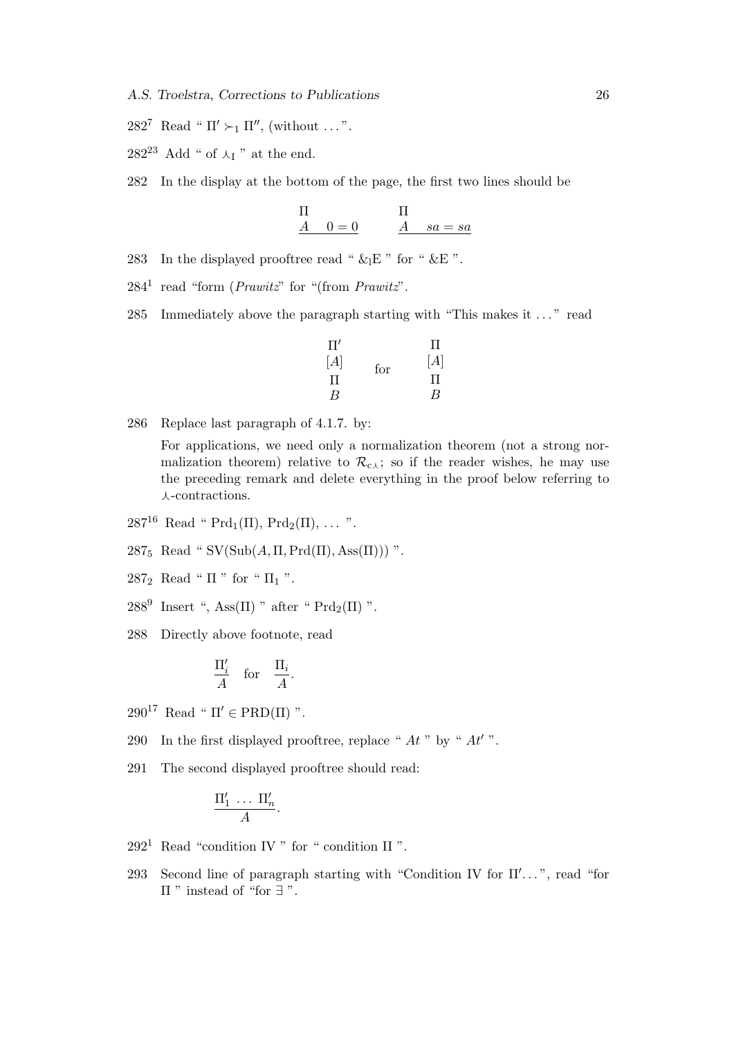$282^7$ Read " $\Pi' \succ_1 \Pi''$, (without ...".

$282^{23}$ Add " of $\curlywedge_\mathrm{I}$ " at the end.

282 In the display at the bottom of the page, the first two lines should be

$$\begin{array}{c} \Pi \\ \underline{A \quad 0=0} \end{array} \qquad \begin{array}{c} \Pi \\ \underline{A \quad sa=sa} \end{array}$$

283 In the displayed prooftree read " $\&_\mathrm{I}$E " for " &E ".

$284^1$ read "form (*Prawitz*" for "(from *Prawitz*".

285 Immediately above the paragraph starting with "This makes it ..." read

$$\begin{array}{c} \Pi' \\ [A] \\ \Pi \\ B \end{array} \quad \text{for} \quad \begin{array}{c} \Pi \\ [A] \\ \Pi \\ B \end{array}$$

286 Replace last paragraph of 4.1.7. by:

For applications, we need only a normalization theorem (not a strong normalization theorem) relative to $\mathcal{R}_{c\curlywedge}$; so if the reader wishes, he may use the preceding remark and delete everything in the proof below referring to $\curlywedge$-contractions.

$287^{16}$ Read " $\mathrm{Prd}_1(\Pi)$, $\mathrm{Prd}_2(\Pi)$, ... ".

$287_5$ Read " $\mathrm{SV}(\mathrm{Sub}(A, \Pi, \mathrm{Prd}(\Pi), \mathrm{Ass}(\Pi)))$ ".

$287_2$ Read " $\Pi$ " for " $\Pi_1$ ".

$288^9$ Insert ", $\mathrm{Ass}(\Pi)$ " after " $\mathrm{Prd}_2(\Pi)$ ".

288 Directly above footnote, read

$$\frac{\Pi_i'}{A} \quad \text{for} \quad \frac{\Pi_i}{A}.$$

$290^{17}$ Read " $\Pi' \in \mathrm{PRD}(\Pi)$ ".

290 In the first displayed prooftree, replace " $At$ " by " $At'$ ".

291 The second displayed prooftree should read:

$$\frac{\Pi_1' \;\ldots\; \Pi_n'}{A}.$$

$292^1$ Read "condition IV " for " condition II ".

293 Second line of paragraph starting with "Condition IV for $\Pi'$...", read "for $\Pi$ " instead of "for $\exists$ ".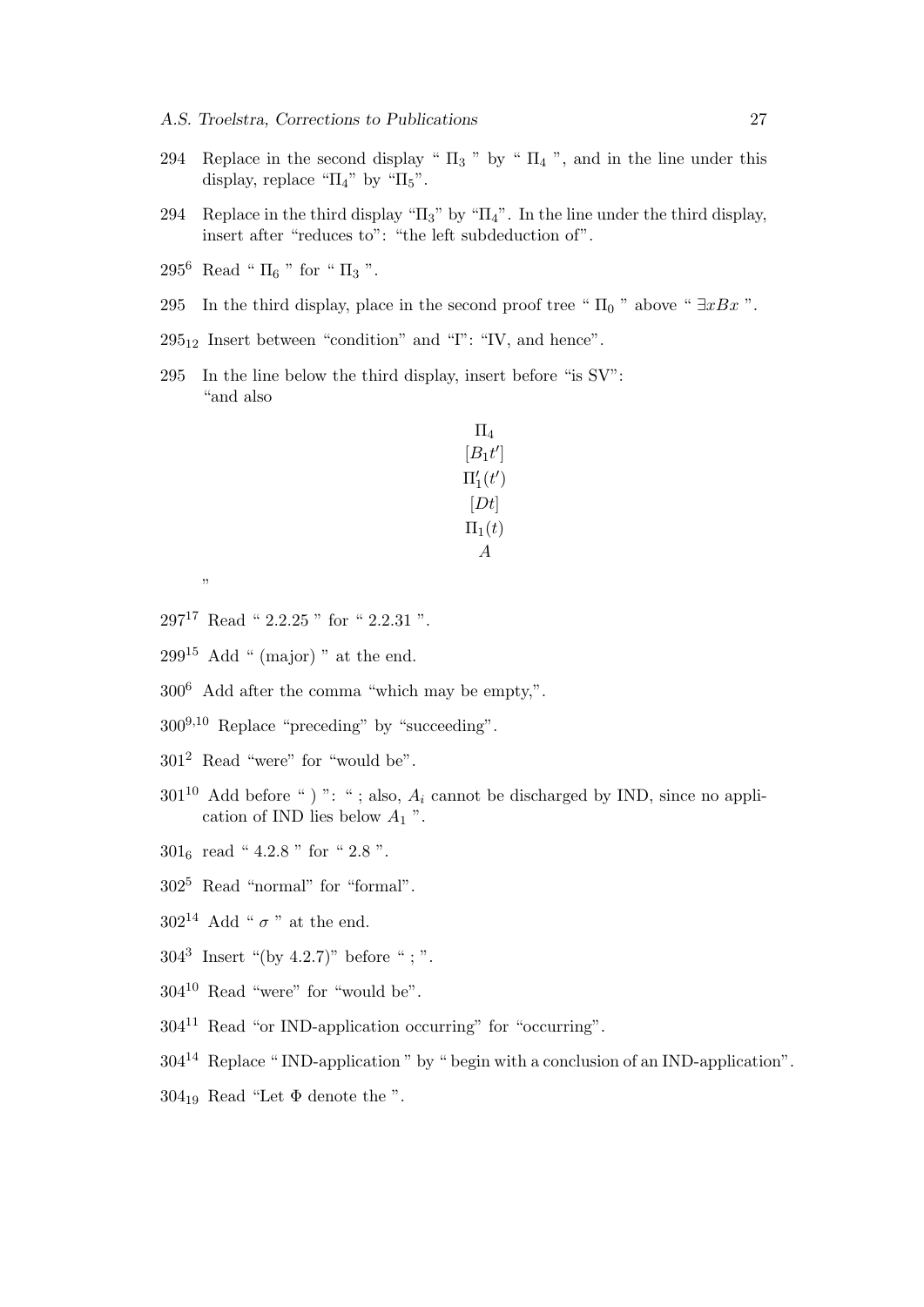294 Replace in the second display " $\Pi_3$ " by " $\Pi_4$ ", and in the line under this display, replace "$\Pi_4$" by "$\Pi_5$".

294 Replace in the third display "$\Pi_3$" by "$\Pi_4$". In the line under the third display, insert after "reduces to": "the left subdeduction of".

$295^6$ Read " $\Pi_6$ " for " $\Pi_3$ ".

295 In the third display, place in the second proof tree " $\Pi_0$ " above " $\exists x Bx$ ".

$295_{12}$ Insert between "condition" and "I": "IV, and hence".

295 In the line below the third display, insert before "is SV":
"and also

$$
\begin{array}{c}
\Pi_4 \\
[B_1 t'] \\
\Pi_1'(t') \\
[Dt] \\
\Pi_1(t) \\
A
\end{array}
$$

"

$297^{17}$ Read " 2.2.25 " for " 2.2.31 ".

$299^{15}$ Add " (major) " at the end.

$300^6$ Add after the comma "which may be empty,".

$300^{9,10}$ Replace "preceding" by "succeeding".

$301^2$ Read "were" for "would be".

$301^{10}$ Add before " ) ": " ; also, $A_i$ cannot be discharged by IND, since no application of IND lies below $A_1$ ".

$301_6$ read " 4.2.8 " for " 2.8 ".

$302^5$ Read "normal" for "formal".

$302^{14}$ Add " $\sigma$ " at the end.

$304^3$ Insert "(by 4.2.7)" before " ; ".

$304^{10}$ Read "were" for "would be".

$304^{11}$ Read "or IND-application occurring" for "occurring".

$304^{14}$ Replace " IND-application " by " begin with a conclusion of an IND-application".

$304_{19}$ Read "Let $\Phi$ denote the ".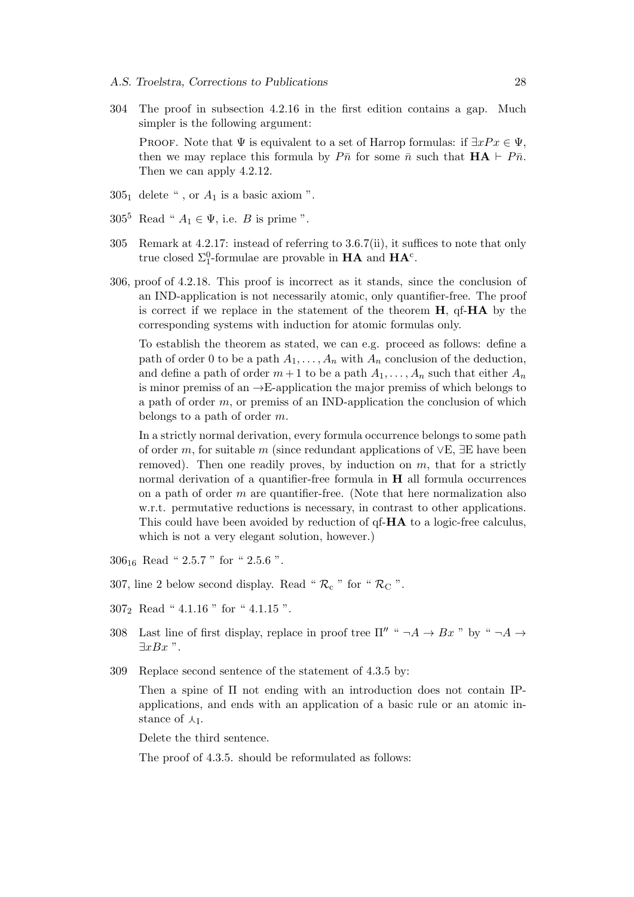304 The proof in subsection 4.2.16 in the first edition contains a gap. Much simpler is the following argument:

Proof. Note that $\Psi$ is equivalent to a set of Harrop formulas: if $\exists x Px \in \Psi$, then we may replace this formula by $P\bar{n}$ for some $\bar{n}$ such that $\mathbf{HA} \vdash P\bar{n}$. Then we can apply 4.2.12.

$305_1$ delete " , or $A_1$ is a basic axiom ".

$305^5$ Read " $A_1 \in \Psi$, i.e. $B$ is prime ".

305 Remark at 4.2.17: instead of referring to 3.6.7(ii), it suffices to note that only true closed $\Sigma^0_1$-formulae are provable in $\mathbf{HA}$ and $\mathbf{HA}^c$.

306, proof of 4.2.18. This proof is incorrect as it stands, since the conclusion of an IND-application is not necessarily atomic, only quantifier-free. The proof is correct if we replace in the statement of the theorem $\mathbf{H}$, qf-$\mathbf{HA}$ by the corresponding systems with induction for atomic formulas only.

To establish the theorem as stated, we can e.g. proceed as follows: define a path of order 0 to be a path $A_1, \ldots, A_n$ with $A_n$ conclusion of the deduction, and define a path of order $m+1$ to be a path $A_1, \ldots, A_n$ such that either $A_n$ is minor premiss of an $\to$E-application the major premiss of which belongs to a path of order $m$, or premiss of an IND-application the conclusion of which belongs to a path of order $m$.

In a strictly normal derivation, every formula occurrence belongs to some path of order $m$, for suitable $m$ (since redundant applications of $\vee$E, $\exists$E have been removed). Then one readily proves, by induction on $m$, that for a strictly normal derivation of a quantifier-free formula in $\mathbf{H}$ all formula occurrences on a path of order $m$ are quantifier-free. (Note that here normalization also w.r.t. permutative reductions is necessary, in contrast to other applications. This could have been avoided by reduction of qf-$\mathbf{HA}$ to a logic-free calculus, which is not a very elegant solution, however.)

$306_{16}$ Read " 2.5.7 " for " 2.5.6 ".

307, line 2 below second display. Read " $\mathcal{R}_c$ " for " $\mathcal{R}_C$ ".

$307_2$ Read " 4.1.16 " for " 4.1.15 ".

308 Last line of first display, replace in proof tree $\Pi''$ " $\neg A \to Bx$ " by " $\neg A \to \exists x Bx$ ".

309 Replace second sentence of the statement of 4.3.5 by:

Then a spine of $\Pi$ not ending with an introduction does not contain IP-applications, and ends with an application of a basic rule or an atomic instance of $\curlywedge_{\mathrm{I}}$.

Delete the third sentence.

The proof of 4.3.5. should be reformulated as follows: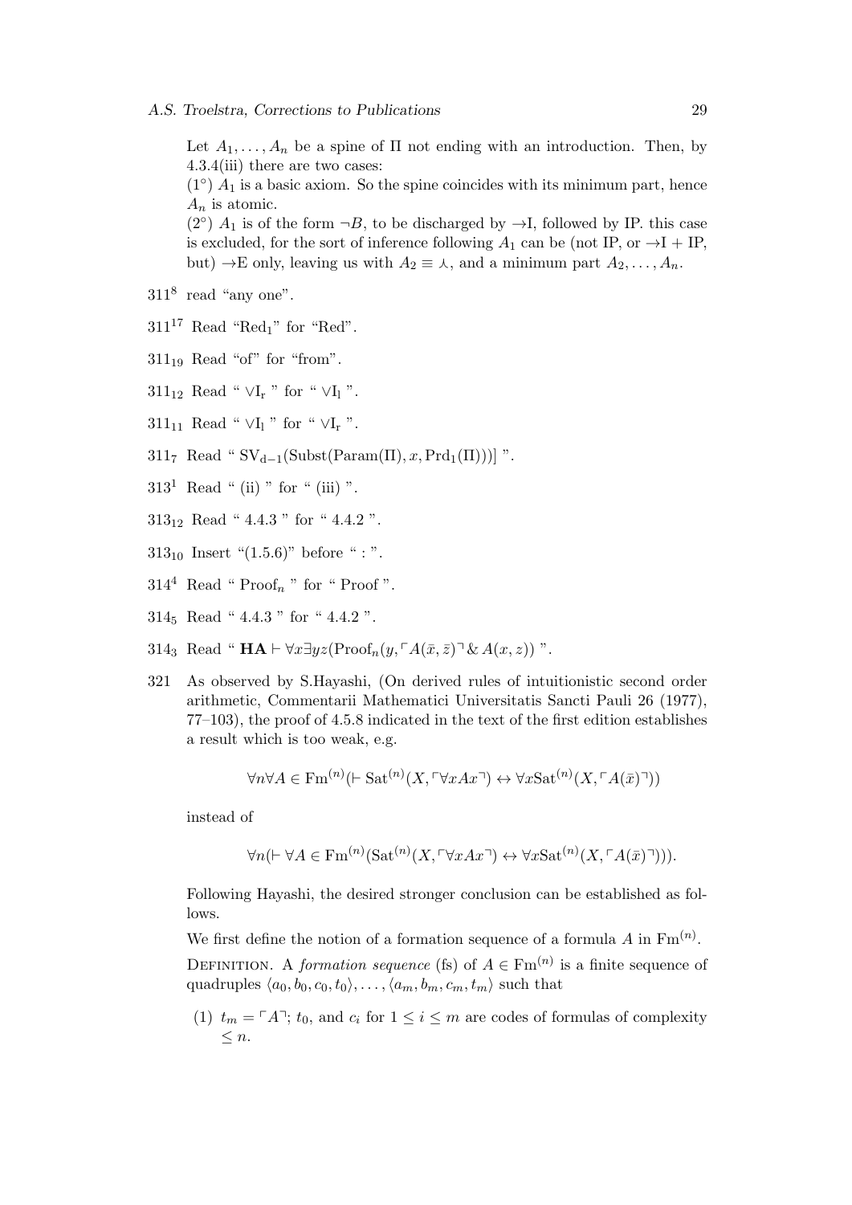Let $A_1, \ldots, A_n$ be a spine of $\Pi$ not ending with an introduction. Then, by 4.3.4(iii) there are two cases:

$(1^\circ)$ $A_1$ is a basic axiom. So the spine coincides with its minimum part, hence $A_n$ is atomic.

$(2^\circ)$ $A_1$ is of the form $\neg B$, to be discharged by $\rightarrow$I, followed by IP. this case is excluded, for the sort of inference following $A_1$ can be (not IP, or $\rightarrow$I + IP, but) $\rightarrow$E only, leaving us with $A_2 \equiv \curlywedge$, and a minimum part $A_2, \ldots, A_n$.

$311^8$ read "any one".

$311^{17}$ Read "$\mathrm{Red}_1$" for "Red".

$311_{19}$ Read "of" for "from".

$311_{12}$ Read " $\vee\mathrm{I_r}$ " for " $\vee\mathrm{I_l}$ ".

$311_{11}$ Read " $\vee\mathrm{I_l}$ " for " $\vee\mathrm{I_r}$ ".

$311_7$ Read " $\mathrm{SV_{d-1}(Subst(Param(\Pi)}, x, \mathrm{Prd_1(\Pi)))]}$ ".

$313^1$ Read " (ii) " for " (iii) ".

$313_{12}$ Read " 4.4.3 " for " 4.4.2 ".

$313_{10}$ Insert "(1.5.6)" before " : ".

$314^4$ Read " $\mathrm{Proof}_n$ " for " Proof ".

$314_5$ Read " 4.4.3 " for " 4.4.2 ".

$314_3$ Read " $\mathbf{HA} \vdash \forall x \exists yz(\mathrm{Proof}_n(y, \ulcorner A(\bar{x}, \bar{z})\urcorner \,\&\, A(x, z))$ ".

321 As observed by S.Hayashi, (On derived rules of intuitionistic second order arithmetic, Commentarii Mathematici Universitatis Sancti Pauli 26 (1977), 77–103), the proof of 4.5.8 indicated in the text of the first edition establishes a result which is too weak, e.g.

$$\forall n \forall A \in \mathrm{Fm}^{(n)}(\vdash \mathrm{Sat}^{(n)}(X, \ulcorner \forall x A x \urcorner) \leftrightarrow \forall x \mathrm{Sat}^{(n)}(X, \ulcorner A(\bar{x})\urcorner))$$

instead of

$$\forall n(\vdash \forall A \in \mathrm{Fm}^{(n)}(\mathrm{Sat}^{(n)}(X, \ulcorner \forall x A x \urcorner) \leftrightarrow \forall x \mathrm{Sat}^{(n)}(X, \ulcorner A(\bar{x})\urcorner))).$$

Following Hayashi, the desired stronger conclusion can be established as follows.

We first define the notion of a formation sequence of a formula $A$ in $\mathrm{Fm}^{(n)}$.

Definition. A *formation sequence* (fs) of $A \in \mathrm{Fm}^{(n)}$ is a finite sequence of quadruples $\langle a_0, b_0, c_0, t_0\rangle, \ldots, \langle a_m, b_m, c_m, t_m\rangle$ such that

(1) $t_m = \ulcorner A \urcorner$; $t_0$, and $c_i$ for $1 \le i \le m$ are codes of formulas of complexity $\le n$.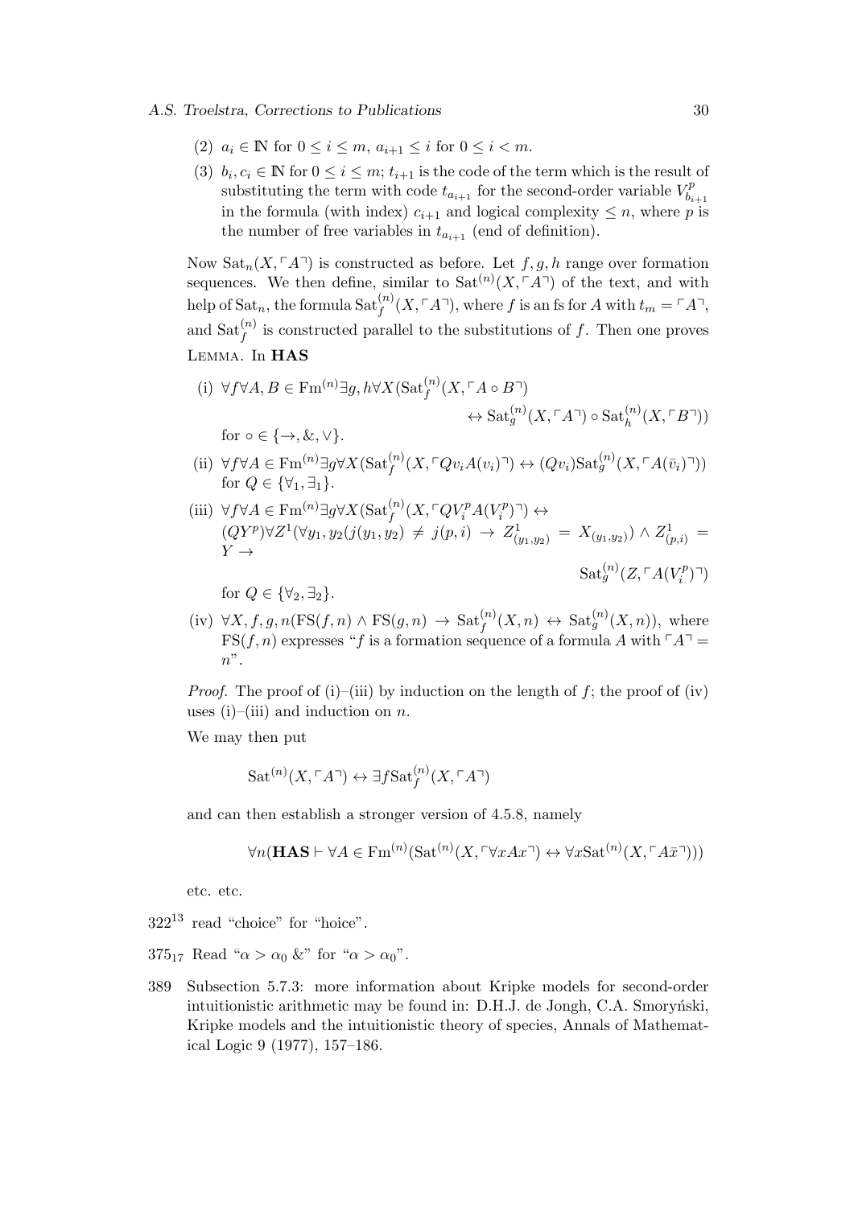(2) $a_i \in \mathbb{N}$ for $0 \leq i \leq m$, $a_{i+1} \leq i$ for $0 \leq i < m$.

(3) $b_i, c_i \in \mathbb{N}$ for $0 \leq i \leq m$; $t_{i+1}$ is the code of the term which is the result of substituting the term with code $t_{a_{i+1}}$ for the second-order variable $V^p_{b_{i+1}}$ in the formula (with index) $c_{i+1}$ and logical complexity $\leq n$, where $p$ is the number of free variables in $t_{a_{i+1}}$ (end of definition).

Now $\mathrm{Sat}_n(X, \ulcorner A \urcorner)$ is constructed as before. Let $f, g, h$ range over formation sequences. We then define, similar to $\mathrm{Sat}^{(n)}(X, \ulcorner A \urcorner)$ of the text, and with help of $\mathrm{Sat}_n$, the formula $\mathrm{Sat}^{(n)}_f(X, \ulcorner A \urcorner)$, where $f$ is an fs for $A$ with $t_m = \ulcorner A \urcorner$, and $\mathrm{Sat}^{(n)}_f$ is constructed parallel to the substitutions of $f$. Then one proves

Lemma. In **HAS**

(i) $\forall f \forall A, B \in \mathrm{Fm}^{(n)} \exists g, h \forall X (\mathrm{Sat}^{(n)}_f(X, \ulcorner A \circ B \urcorner) \leftrightarrow \mathrm{Sat}^{(n)}_g(X, \ulcorner A \urcorner) \circ \mathrm{Sat}^{(n)}_h(X, \ulcorner B \urcorner))$ for $\circ \in \{\to, \&, \vee\}$.

(ii) $\forall f \forall A \in \mathrm{Fm}^{(n)} \exists g \forall X (\mathrm{Sat}^{(n)}_f(X, \ulcorner Q v_i A(v_i) \urcorner) \leftrightarrow (Q v_i) \mathrm{Sat}^{(n)}_g(X, \ulcorner A(\bar{v}_i) \urcorner))$ for $Q \in \{\forall_1, \exists_1\}$.

(iii) $\forall f \forall A \in \mathrm{Fm}^{(n)} \exists g \forall X (\mathrm{Sat}^{(n)}_f(X, \ulcorner Q V^p_i A(V^p_i) \urcorner) \leftrightarrow (Q Y^p) \forall Z^1 (\forall y_1, y_2 (j(y_1, y_2) \neq j(p, i) \to Z^1_{(y_1, y_2)} = X_{(y_1, y_2)}) \wedge Z^1_{(p,i)} = Y \to \mathrm{Sat}^{(n)}_g(Z, \ulcorner A(V^p_i) \urcorner)$ for $Q \in \{\forall_2, \exists_2\}$.

(iv) $\forall X, f, g, n (\mathrm{FS}(f, n) \wedge \mathrm{FS}(g, n) \to \mathrm{Sat}^{(n)}_f(X, n) \leftrightarrow \mathrm{Sat}^{(n)}_g(X, n))$, where $\mathrm{FS}(f, n)$ expresses "$f$ is a formation sequence of a formula $A$ with $\ulcorner A \urcorner = n$".

*Proof.* The proof of (i)–(iii) by induction on the length of $f$; the proof of (iv) uses (i)–(iii) and induction on $n$.

We may then put

$$\mathrm{Sat}^{(n)}(X, \ulcorner A \urcorner) \leftrightarrow \exists f \mathrm{Sat}^{(n)}_f(X, \ulcorner A \urcorner)$$

and can then establish a stronger version of 4.5.8, namely

$$\forall n (\mathbf{HAS} \vdash \forall A \in \mathrm{Fm}^{(n)} (\mathrm{Sat}^{(n)}(X, \ulcorner \forall x A x \urcorner) \leftrightarrow \forall x \mathrm{Sat}^{(n)}(X, \ulcorner A \bar{x} \urcorner)))$$

etc. etc.

$322^{13}$ read "choice" for "hoice".

$375_{17}$ Read "$\alpha > \alpha_0$ &" for "$\alpha > \alpha_0$".

389 Subsection 5.7.3: more information about Kripke models for second-order intuitionistic arithmetic may be found in: D.H.J. de Jongh, C.A. Smoryński, Kripke models and the intuitionistic theory of species, Annals of Mathematical Logic 9 (1977), 157–186.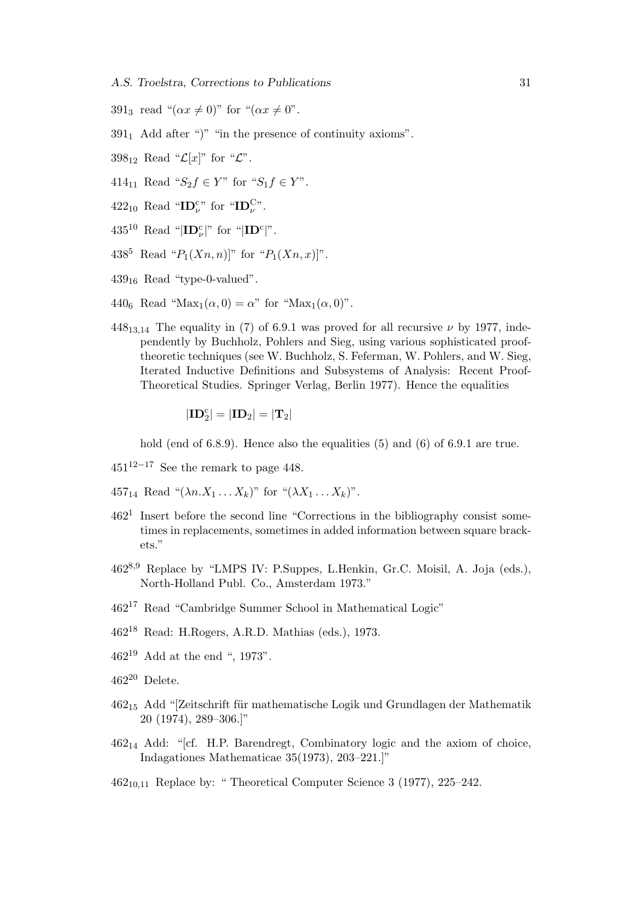$391_3$ read "$(\alpha x \neq 0)$" for "$(\alpha x \neq 0$".

$391_1$ Add after ")" "in the presence of continuity axioms".

$398_{12}$ Read "$\mathcal{L}[x]$" for "$\mathcal{L}$".

$414_{11}$ Read "$S_2 f \in Y$" for "$S_1 f \in Y$".

$422_{10}$ Read "$\mathbf{ID}^{\mathrm{c}}_{\nu}$" for "$\mathbf{ID}^{\mathrm{C}}_{\nu}$".

$435^{10}$ Read "$|\mathbf{ID}^{\mathrm{c}}_{\nu}|$" for "$|\mathbf{ID}^{\mathrm{c}}|$".

$438^5$ Read "$P_1(Xn, n)]$" for "$P_1(Xn, x)]$".

$439_{16}$ Read "type-0-valued".

$440_6$ Read "$\mathrm{Max}_1(\alpha, 0) = \alpha$" for "$\mathrm{Max}_1(\alpha, 0)$".

$448_{13,14}$ The equality in (7) of 6.9.1 was proved for all recursive $\nu$ by 1977, independently by Buchholz, Pohlers and Sieg, using various sophisticated proof-theoretic techniques (see W. Buchholz, S. Feferman, W. Pohlers, and W. Sieg, Iterated Inductive Definitions and Subsystems of Analysis: Recent Proof-Theoretical Studies. Springer Verlag, Berlin 1977). Hence the equalities

$$|\mathbf{ID}^{\mathrm{c}}_2| = |\mathbf{ID}_2| = |\mathbf{T}_2|$$

hold (end of 6.8.9). Hence also the equalities (5) and (6) of 6.9.1 are true.

$451^{12-17}$ See the remark to page 448.

$457_{14}$ Read "$(\lambda n.X_1 \dots X_k)$" for "$(\lambda X_1 \dots X_k)$".

$462^1$ Insert before the second line "Corrections in the bibliography consist sometimes in replacements, sometimes in added information between square brackets."

$462^{8,9}$ Replace by "LMPS IV: P.Suppes, L.Henkin, Gr.C. Moisil, A. Joja (eds.), North-Holland Publ. Co., Amsterdam 1973."

$462^{17}$ Read "Cambridge Summer School in Mathematical Logic"

$462^{18}$ Read: H.Rogers, A.R.D. Mathias (eds.), 1973.

$462^{19}$ Add at the end ", 1973".

$462^{20}$ Delete.

$462_{15}$ Add "[Zeitschrift für mathematische Logik und Grundlagen der Mathematik 20 (1974), 289–306.]"

$462_{14}$ Add: "[cf. H.P. Barendregt, Combinatory logic and the axiom of choice, Indagationes Mathematicae 35(1973), 203–221.]"

$462_{10,11}$ Replace by: " Theoretical Computer Science 3 (1977), 225–242.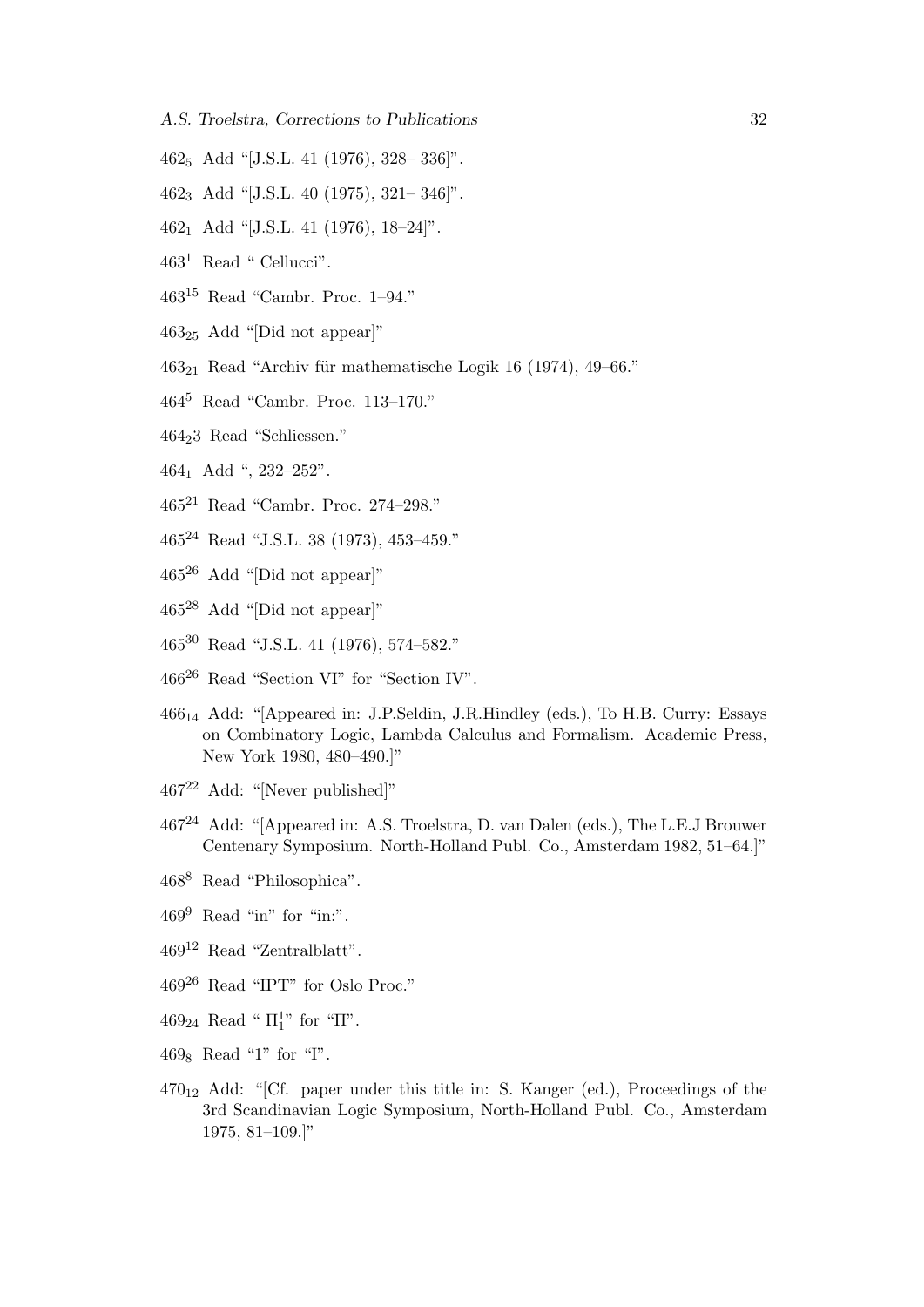$462_5$ Add "[J.S.L. 41 (1976), 328– 336]".

$462_3$ Add "[J.S.L. 40 (1975), 321– 346]".

$462_1$ Add "[J.S.L. 41 (1976), 18–24]".

$463^1$ Read " Cellucci".

$463^{15}$ Read "Cambr. Proc. 1–94."

$463_{25}$ Add "[Did not appear]"

$463_{21}$ Read "Archiv für mathematische Logik 16 (1974), 49–66."

$464^5$ Read "Cambr. Proc. 113–170."

$464_2 3$ Read "Schliessen."

$464_1$ Add ", 232–252".

$465^{21}$ Read "Cambr. Proc. 274–298."

$465^{24}$ Read "J.S.L. 38 (1973), 453–459."

$465^{26}$ Add "[Did not appear]"

$465^{28}$ Add "[Did not appear]"

$465^{30}$ Read "J.S.L. 41 (1976), 574–582."

$466^{26}$ Read "Section VI" for "Section IV".

$466_{14}$ Add: "[Appeared in: J.P.Seldin, J.R.Hindley (eds.), To H.B. Curry: Essays on Combinatory Logic, Lambda Calculus and Formalism. Academic Press, New York 1980, 480–490.]"

$467^{22}$ Add: "[Never published]"

$467^{24}$ Add: "[Appeared in: A.S. Troelstra, D. van Dalen (eds.), The L.E.J Brouwer Centenary Symposium. North-Holland Publ. Co., Amsterdam 1982, 51–64.]"

$468^8$ Read "Philosophica".

$469^9$ Read "in" for "in:".

$469^{12}$ Read "Zentralblatt".

$469^{26}$ Read "IPT" for Oslo Proc."

$469_{24}$ Read " $\Pi^1_1$" for "Π".

$469_8$ Read "1" for "I".

$470_{12}$ Add: "[Cf. paper under this title in: S. Kanger (ed.), Proceedings of the 3rd Scandinavian Logic Symposium, North-Holland Publ. Co., Amsterdam 1975, 81–109.]"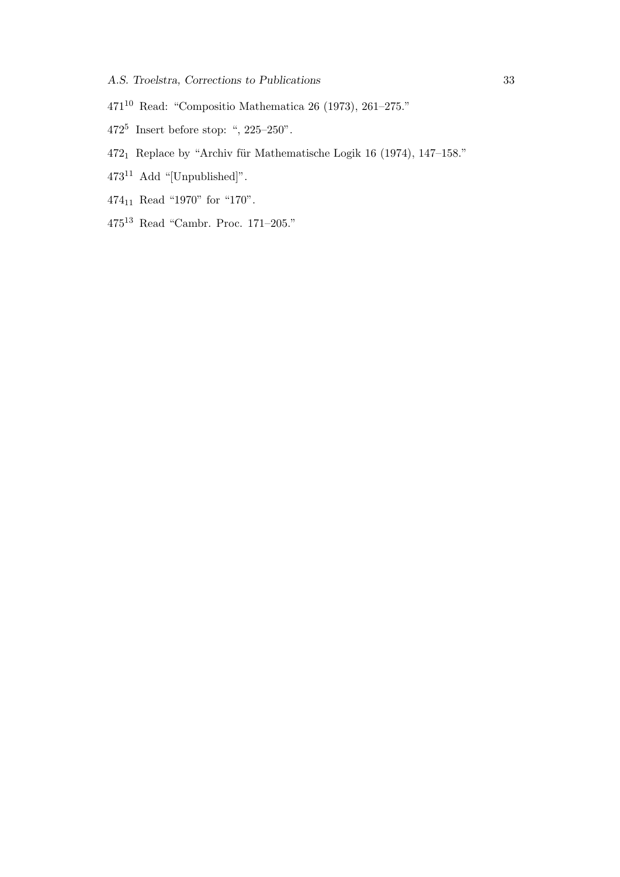$471^{10}$ Read: "Compositio Mathematica 26 (1973), 261–275."

$472^{5}$ Insert before stop: ", 225–250".

$472_{1}$ Replace by "Archiv für Mathematische Logik 16 (1974), 147–158."

$473^{11}$ Add "[Unpublished]".

$474_{11}$ Read "1970" for "170".

$475^{13}$ Read "Cambr. Proc. 171–205."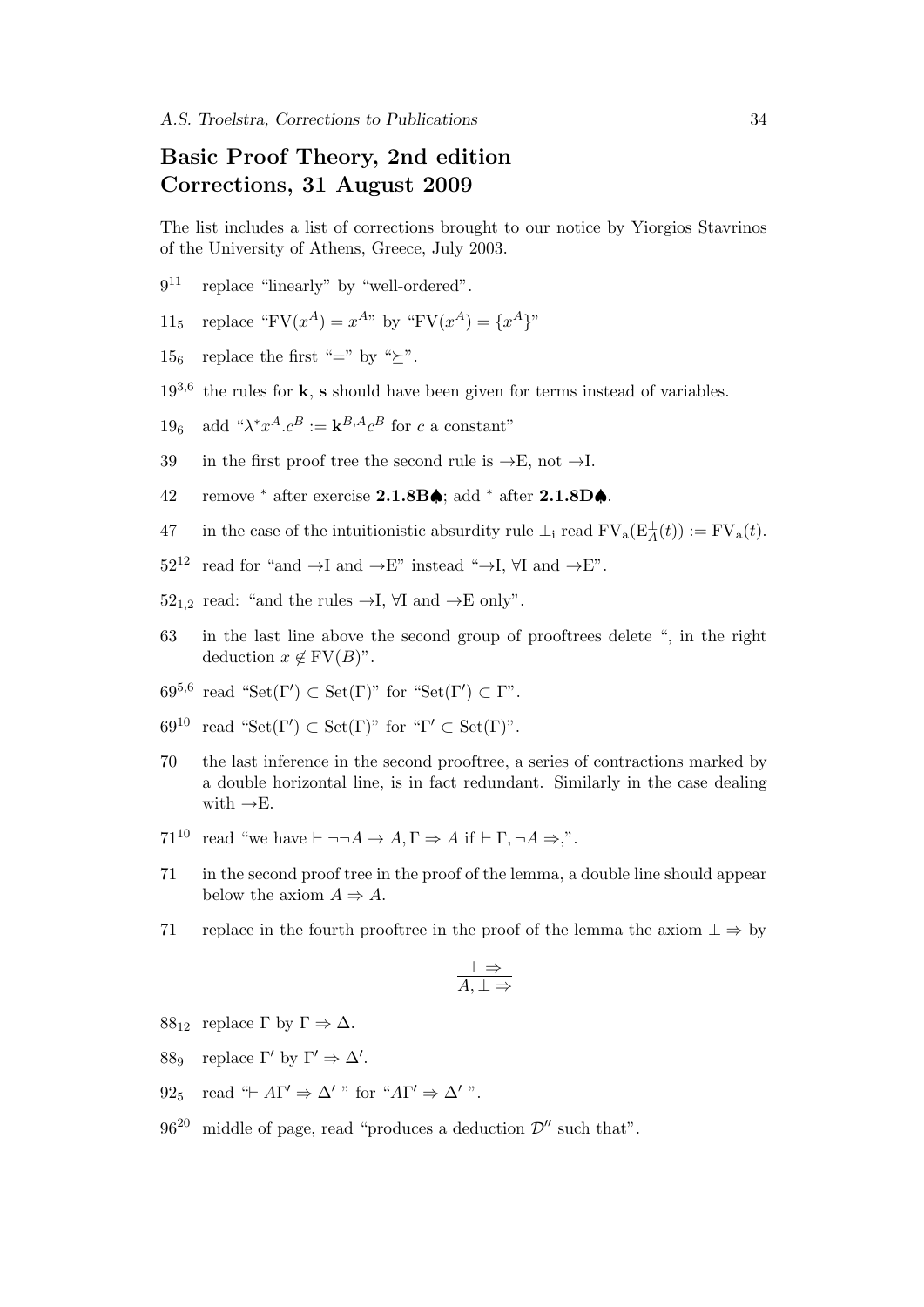## Basic Proof Theory, 2nd edition Corrections, 31 August 2009

The list includes a list of corrections brought to our notice by Yiorgios Stavrinos of the University of Athens, Greece, July 2003.

- $9^{11}$ replace "linearly" by "well-ordered".
- $11_5$ replace "$\mathrm{FV}(x^A) = x^A$" by "$\mathrm{FV}(x^A) = \{x^A\}$"
- $15_6$ replace the first "=" by "$\succeq$".
- $19^{3,6}$ the rules for **k**, **s** should have been given for terms instead of variables.
- $19_6$ add "$\lambda^* x^A.c^B := \mathbf{k}^{B,A} c^B$ for $c$ a constant"
- 39 in the first proof tree the second rule is $\to$E, not $\to$I.
- 42 remove * after exercise **2.1.8B♠**; add * after **2.1.8D♠**.
- 47 in the case of the intuitionistic absurdity rule $\bot_\mathrm{i}$ read $\mathrm{FV_a}(\mathrm{E}^{\bot}_A(t)) := \mathrm{FV_a}(t)$.
- $52^{12}$ read for "and $\to$I and $\to$E" instead "$\to$I, $\forall$I and $\to$E".
- $52_{1,2}$ read: "and the rules $\to$I, $\forall$I and $\to$E only".
- 63 in the last line above the second group of prooftrees delete ", in the right deduction $x \notin \mathrm{FV}(B)$".
- $69^{5,6}$ read "$\mathrm{Set}(\Gamma') \subset \mathrm{Set}(\Gamma)$" for "$\mathrm{Set}(\Gamma') \subset \Gamma$".
- $69^{10}$ read "$\mathrm{Set}(\Gamma') \subset \mathrm{Set}(\Gamma)$" for "$\Gamma' \subset \mathrm{Set}(\Gamma)$".
- 70 the last inference in the second prooftree, a series of contractions marked by a double horizontal line, is in fact redundant. Similarly in the case dealing with $\to$E.
- $71^{10}$ read "we have $\vdash \neg\neg A \to A, \Gamma \Rightarrow A$ if $\vdash \Gamma, \neg A \Rightarrow$,".
- 71 in the second proof tree in the proof of the lemma, a double line should appear below the axiom $A \Rightarrow A$.
- 71 replace in the fourth prooftree in the proof of the lemma the axiom $\bot \Rightarrow$ by

$$\frac{\bot \Rightarrow}{A, \bot \Rightarrow}$$

- $88_{12}$ replace $\Gamma$ by $\Gamma \Rightarrow \Delta$.
- $88_9$ replace $\Gamma'$ by $\Gamma' \Rightarrow \Delta'$.
- $92_5$ read "$\vdash A\Gamma' \Rightarrow \Delta'$ " for "$A\Gamma' \Rightarrow \Delta'$ ".
- $96^{20}$ middle of page, read "produces a deduction $\mathcal{D}''$ such that".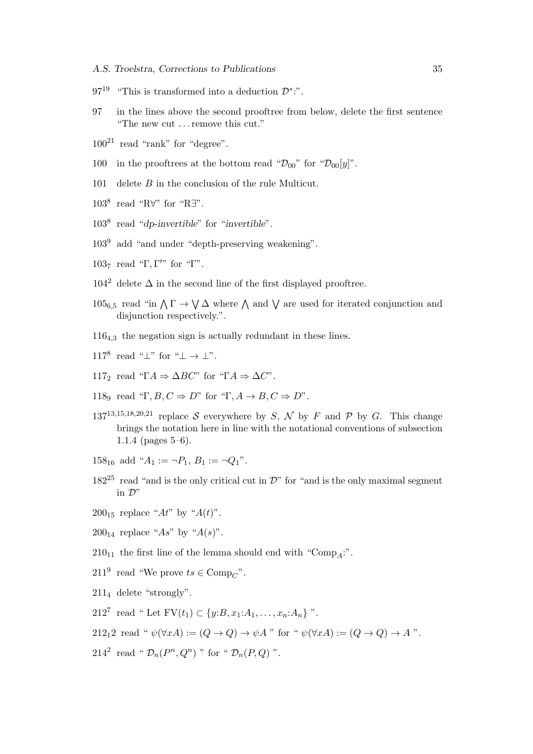$97^{19}$ "This is transformed into a deduction $\mathcal{D}^*$:".

97 in the lines above the second prooftree from below, delete the first sentence "The new cut . . . remove this cut."

$100^{21}$ read "rank" for "degree".

100 in the prooftrees at the bottom read "$\mathcal{D}_{00}$" for "$\mathcal{D}_{00}[y]$".

101 delete $B$ in the conclusion of the rule Multicut.

$103^8$ read "R$\forall$" for "R$\exists$".

$103^8$ read "*dp-invertible*" for "*invertible*".

$103^9$ add "and under "depth-preserving weakening".

$103_7$ read "$\Gamma, \Gamma'$" for "$\Gamma$".

$104^2$ delete $\Delta$ in the second line of the first displayed prooftree.

$105_{6,5}$ read "in $\bigwedge \Gamma \to \bigvee \Delta$ where $\bigwedge$ and $\bigvee$ are used for iterated conjunction and disjunction respectively.".

$116_{4,3}$ the negation sign is actually redundant in these lines.

$117^8$ read "$\bot$" for "$\bot \to \bot$".

$117_2$ read "$\Gamma A \Rightarrow \Delta BC$" for "$\Gamma A \Rightarrow \Delta C$".

$118_9$ read "$\Gamma, B, C \Rightarrow D$" for "$\Gamma, A \to B, C \Rightarrow D$".

$137^{13,15,18,20,21}$ replace $\mathcal{S}$ everywhere by $S$, $\mathcal{N}$ by $F$ and $\mathcal{P}$ by $G$. This change brings the notation here in line with the notational conventions of subsection 1.1.4 (pages 5–6).

$158_{16}$ add "$A_1 := \neg P_1$, $B_1 := \neg Q_1$".

$182^{25}$ read "and is the only critical cut in $\mathcal{D}$" for "and is the only maximal segment in $\mathcal{D}$"

$200_{15}$ replace "$At$" by "$A(t)$".

$200_{14}$ replace "$As$" by "$A(s)$".

$210_{11}$ the first line of the lemma should end with "$\mathrm{Comp}_A$:".

$211^9$ read "We prove $ts \in \mathrm{Comp}_C$".

$211_4$ delete "strongly".

$212^7$ read " Let $\mathrm{FV}(t_1) \subset \{y{:}B, x_1{:}A_1, \dots, x_n{:}A_n\}$ ".

$212_1 2$ read " $\psi(\forall xA) := (Q \to Q) \to \psi A$ " for " $\psi(\forall xA) := (Q \to Q) \to A$ ".

$214^2$ read " $\mathcal{D}_n(P^n, Q^n)$ " for " $\mathcal{D}_n(P, Q)$ ".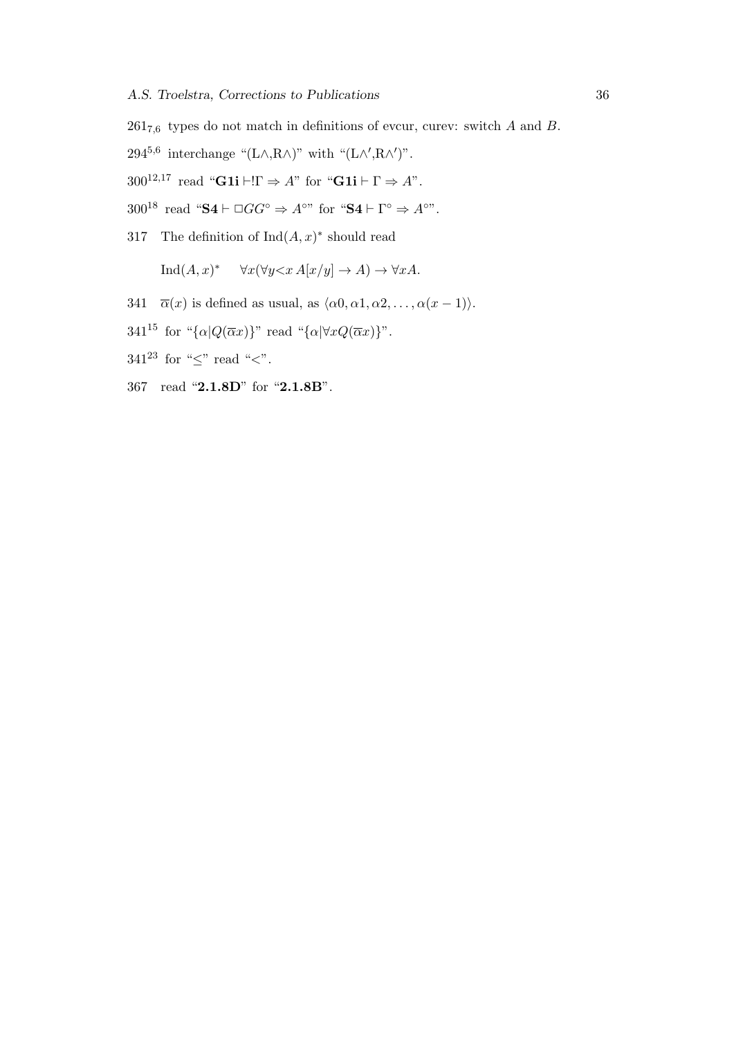$261_{7,6}$ types do not match in definitions of evcur, curev: switch $A$ and $B$.

$294^{5,6}$ interchange "(L$\wedge$,R$\wedge$)" with "(L$\wedge'$,R$\wedge'$)".

$300^{12,17}$ read "$\mathbf{G1i} \vdash !\Gamma \Rightarrow A$" for "$\mathbf{G1i} \vdash \Gamma \Rightarrow A$".

$300^{18}$ read "$\mathbf{S4} \vdash \Box G G^{\circ} \Rightarrow A^{\circ}$" for "$\mathbf{S4} \vdash \Gamma^{\circ} \Rightarrow A^{\circ}$".

317 The definition of $\mathrm{Ind}(A,x)^*$ should read

$$\mathrm{Ind}(A,x)^* \qquad \forall x(\forall y{<}x\, A[x/y] \to A) \to \forall x A.$$

341 $\overline{\alpha}(x)$ is defined as usual, as $\langle \alpha 0, \alpha 1, \alpha 2, \ldots, \alpha(x-1)\rangle$.

$341^{15}$ for "$\{\alpha | Q(\overline{\alpha}x)\}$" read "$\{\alpha | \forall x Q(\overline{\alpha}x)\}$".

$341^{23}$ for "$\leq$" read "$<$".

367 read "**2.1.8D**" for "**2.1.8B**".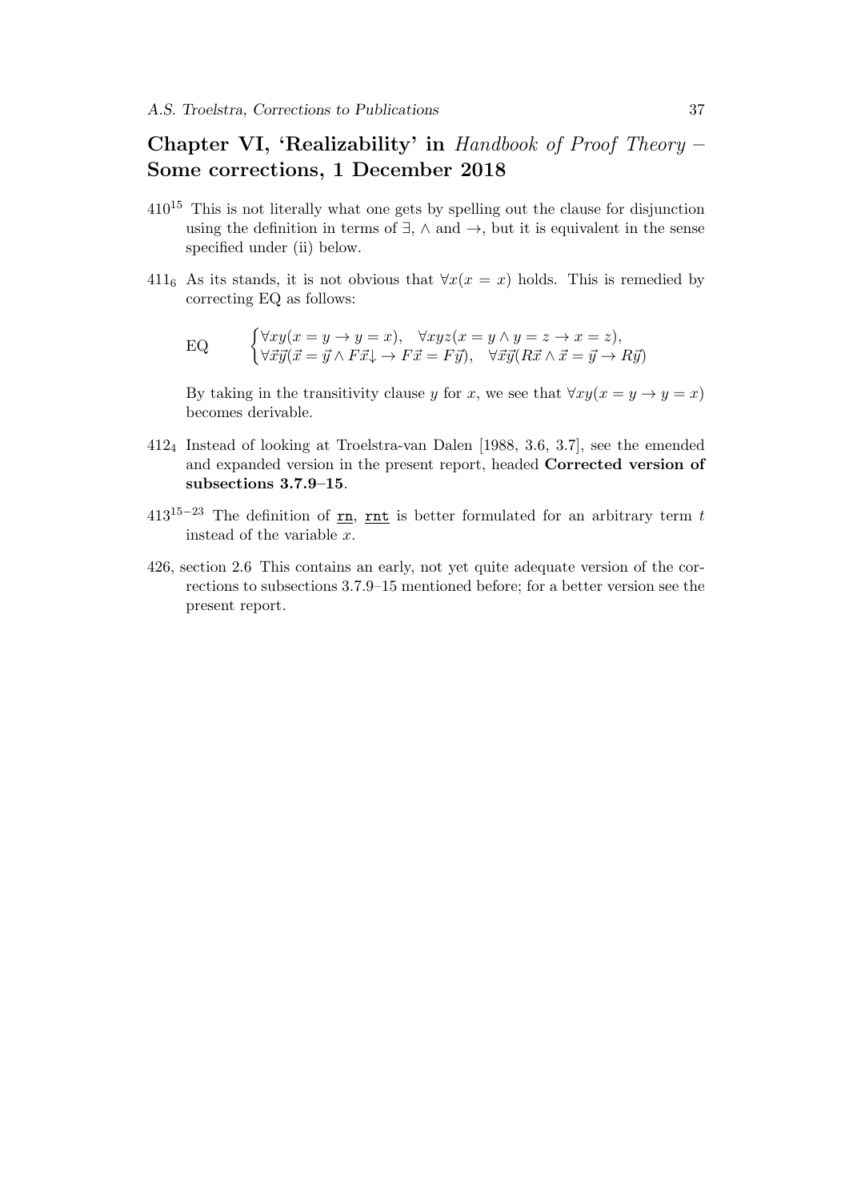## Chapter VI, 'Realizability' in *Handbook of Proof Theory* – Some corrections, 1 December 2018

$410^{15}$ This is not literally what one gets by spelling out the clause for disjunction using the definition in terms of $\exists$, $\wedge$ and $\to$, but it is equivalent in the sense specified under (ii) below.

$411_6$ As its stands, it is not obvious that $\forall x(x = x)$ holds. This is remedied by correcting EQ as follows:

$$\text{EQ} \qquad \begin{cases} \forall xy(x = y \to y = x), \quad \forall xyz(x = y \wedge y = z \to x = z), \\ \forall \vec{x}\vec{y}(\vec{x} = \vec{y} \wedge F\vec{x}{\downarrow} \to F\vec{x} = F\vec{y}), \quad \forall \vec{x}\vec{y}(R\vec{x} \wedge \vec{x} = \vec{y} \to R\vec{y}) \end{cases}$$

By taking in the transitivity clause $y$ for $x$, we see that $\forall xy(x = y \to y = x)$ becomes derivable.

$412_4$ Instead of looking at Troelstra-van Dalen [1988, 3.6, 3.7], see the emended and expanded version in the present report, headed **Corrected version of subsections 3.7.9–15**.

$413^{15-23}$ The definition of $\underline{\mathtt{rn}}$, $\underline{\mathtt{rnt}}$ is better formulated for an arbitrary term $t$ instead of the variable $x$.

426, section 2.6 This contains an early, not yet quite adequate version of the corrections to subsections 3.7.9–15 mentioned before; for a better version see the present report.